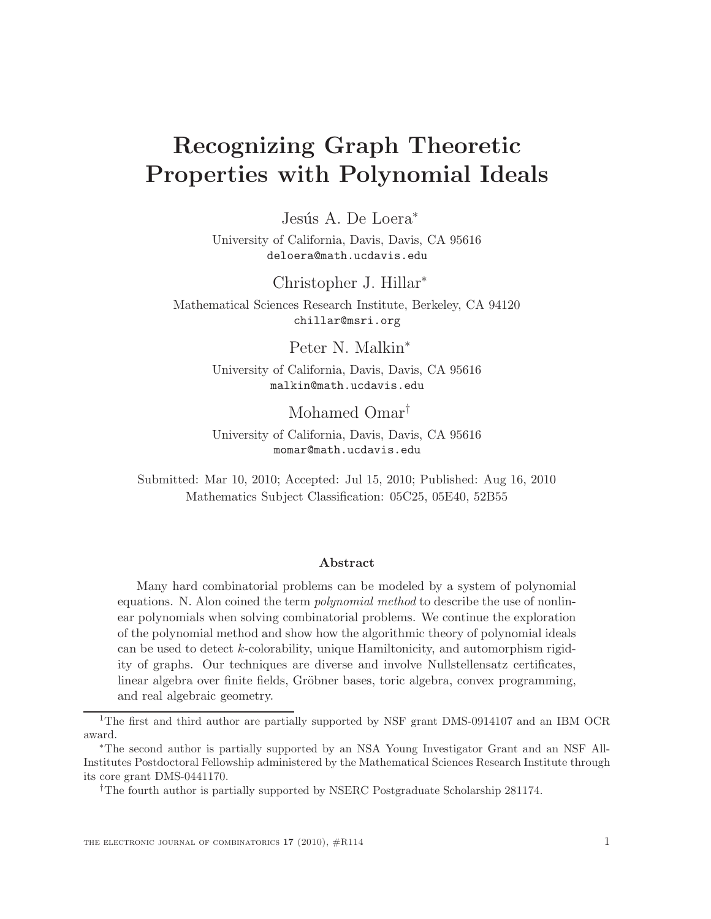# Recognizing Graph Theoretic Properties with Polynomial Ideals

Jesús A. De Loera*

University of California, Davis, Davis, CA 95616
deloera@math.ucdavis.edu

Christopher J. Hillar*

Mathematical Sciences Research Institute, Berkeley, CA 94120
chillar@msri.org

Peter N. Malkin*

University of California, Davis, Davis, CA 95616
malkin@math.ucdavis.edu

Mohamed Omar†

University of California, Davis, Davis, CA 95616
momar@math.ucdavis.edu

Submitted: Mar 10, 2010; Accepted: Jul 15, 2010; Published: Aug 16, 2010
Mathematics Subject Classification: 05C25, 05E40, 52B55

**Abstract**

Many hard combinatorial problems can be modeled by a system of polynomial equations. N. Alon coined the term *polynomial method* to describe the use of nonlinear polynomials when solving combinatorial problems. We continue the exploration of the polynomial method and show how the algorithmic theory of polynomial ideals can be used to detect $k$-colorability, unique Hamiltonicity, and automorphism rigidity of graphs. Our techniques are diverse and involve Nullstellensatz certificates, linear algebra over finite fields, Gröbner bases, toric algebra, convex programming, and real algebraic geometry.

---

[1]The first and third author are partially supported by NSF grant DMS-0914107 and an IBM OCR award.

*The second author is partially supported by an NSA Young Investigator Grant and an NSF All-Institutes Postdoctoral Fellowship administered by the Mathematical Sciences Research Institute through its core grant DMS-0441170.

†The fourth author is partially supported by NSERC Postgraduate Scholarship 281174.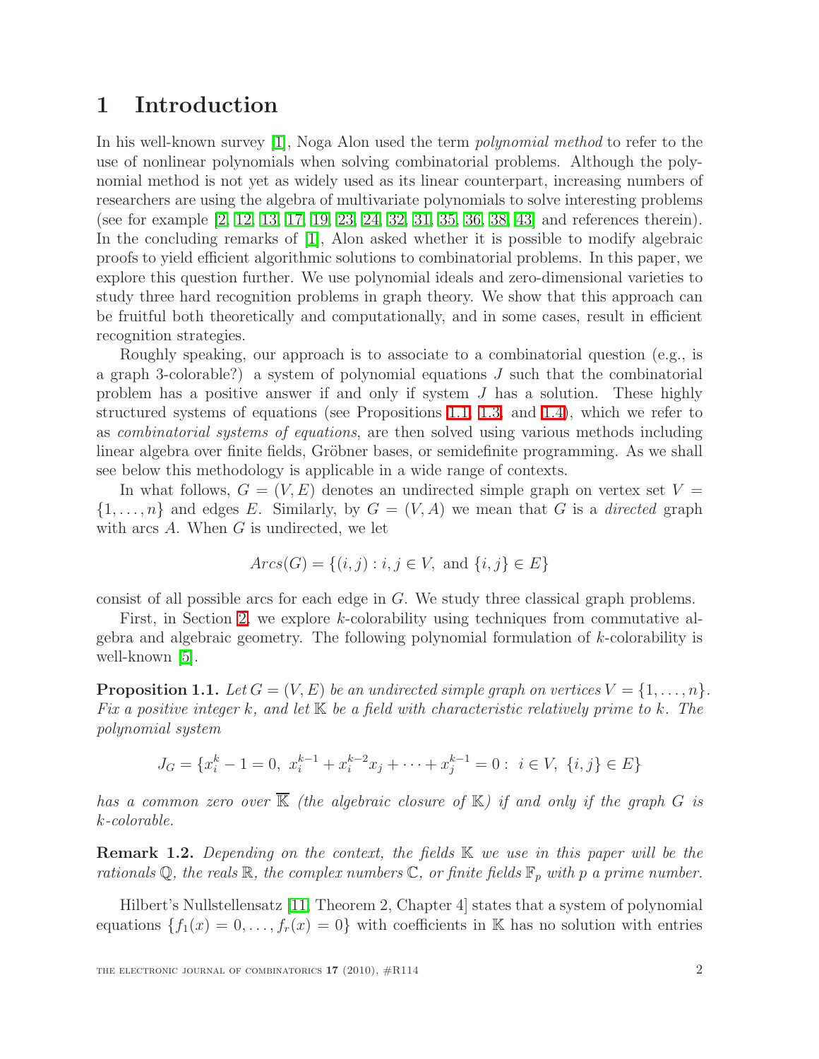# 1 Introduction

In his well-known survey [1], Noga Alon used the term *polynomial method* to refer to the use of nonlinear polynomials when solving combinatorial problems. Although the polynomial method is not yet as widely used as its linear counterpart, increasing numbers of researchers are using the algebra of multivariate polynomials to solve interesting problems (see for example [2, 12, 13, 17, 19, 23, 24, 32, 31, 35, 36, 38, 43] and references therein). In the concluding remarks of [1], Alon asked whether it is possible to modify algebraic proofs to yield efficient algorithmic solutions to combinatorial problems. In this paper, we explore this question further. We use polynomial ideals and zero-dimensional varieties to study three hard recognition problems in graph theory. We show that this approach can be fruitful both theoretically and computationally, and in some cases, result in efficient recognition strategies.

Roughly speaking, our approach is to associate to a combinatorial question (e.g., is a graph 3-colorable?) a system of polynomial equations $J$ such that the combinatorial problem has a positive answer if and only if system $J$ has a solution. These highly structured systems of equations (see Propositions 1.1, 1.3, and 1.4), which we refer to as *combinatorial systems of equations*, are then solved using various methods including linear algebra over finite fields, Gröbner bases, or semidefinite programming. As we shall see below this methodology is applicable in a wide range of contexts.

In what follows, $G = (V, E)$ denotes an undirected simple graph on vertex set $V = \{1, \ldots, n\}$ and edges $E$. Similarly, by $G = (V, A)$ we mean that $G$ is a *directed* graph with arcs $A$. When $G$ is undirected, we let

$$Arcs(G) = \{(i, j) : i, j \in V, \text{ and } \{i, j\} \in E\}$$

consist of all possible arcs for each edge in $G$. We study three classical graph problems.

First, in Section 2, we explore $k$-colorability using techniques from commutative algebra and algebraic geometry. The following polynomial formulation of $k$-colorability is well-known [5].

**Proposition 1.1.** *Let $G = (V, E)$ be an undirected simple graph on vertices $V = \{1, \ldots, n\}$. Fix a positive integer $k$, and let $\mathbb{K}$ be a field with characteristic relatively prime to $k$. The polynomial system*

$$J_G = \{x_i^k - 1 = 0,\ x_i^{k-1} + x_i^{k-2}x_j + \cdots + x_j^{k-1} = 0 :\ i \in V,\ \{i, j\} \in E\}$$

*has a common zero over $\overline{\mathbb{K}}$ (the algebraic closure of $\mathbb{K}$) if and only if the graph $G$ is $k$-colorable.*

**Remark 1.2.** *Depending on the context, the fields $\mathbb{K}$ we use in this paper will be the rationals $\mathbb{Q}$, the reals $\mathbb{R}$, the complex numbers $\mathbb{C}$, or finite fields $\mathbb{F}_p$ with $p$ a prime number.*

Hilbert's Nullstellensatz [11, Theorem 2, Chapter 4] states that a system of polynomial equations $\{f_1(x) = 0, \ldots, f_r(x) = 0\}$ with coefficients in $\mathbb{K}$ has no solution with entries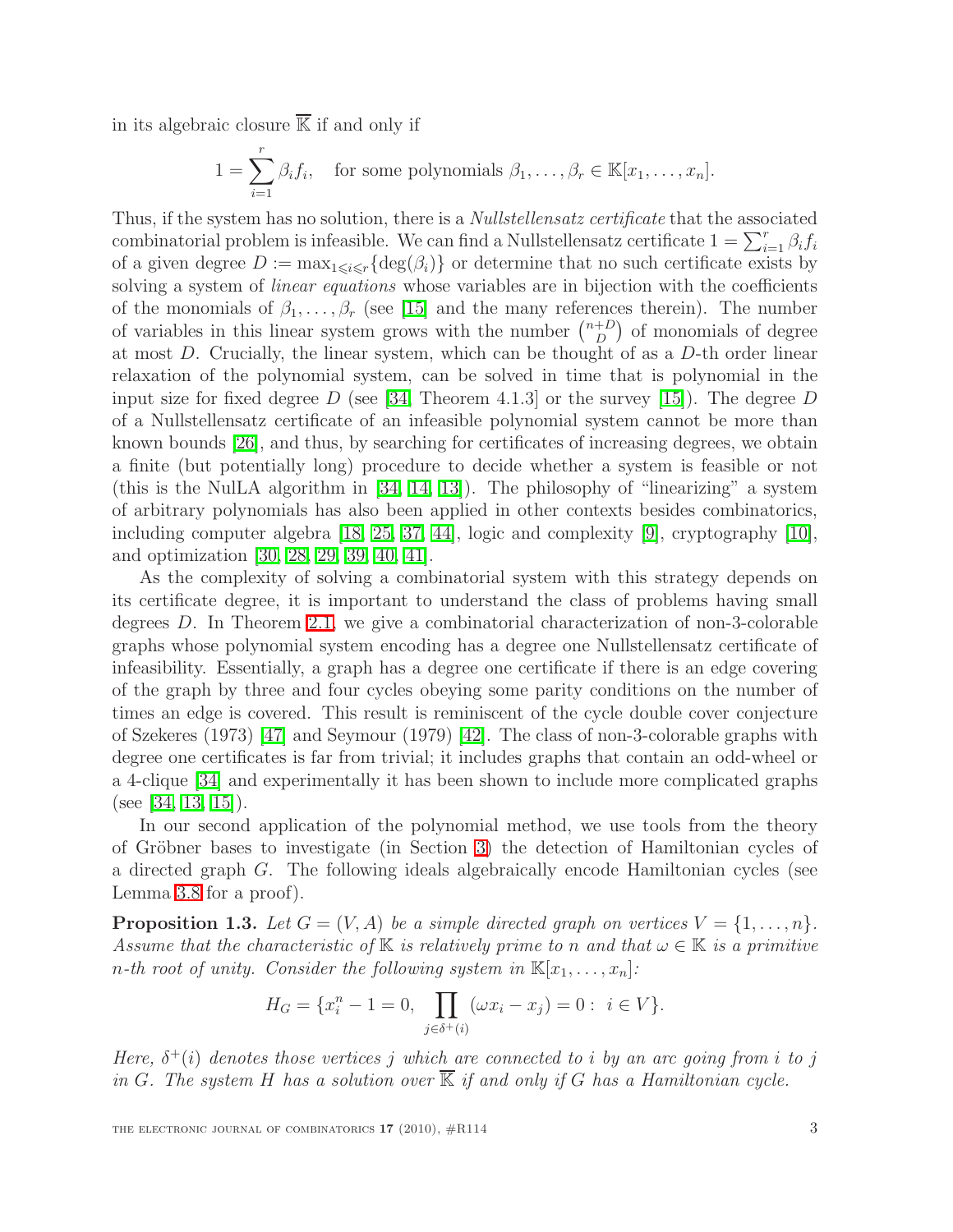in its algebraic closure $\overline{\mathbb{K}}$ if and only if

$$1 = \sum_{i=1}^{r} \beta_i f_i, \quad \text{for some polynomials } \beta_1, \ldots, \beta_r \in \mathbb{K}[x_1, \ldots, x_n].$$

Thus, if the system has no solution, there is a *Nullstellensatz certificate* that the associated combinatorial problem is infeasible. We can find a Nullstellensatz certificate $1 = \sum_{i=1}^{r} \beta_i f_i$ of a given degree $D := \max_{1 \leqslant i \leqslant r}\{\deg(\beta_i)\}$ or determine that no such certificate exists by solving a system of *linear equations* whose variables are in bijection with the coefficients of the monomials of $\beta_1, \ldots, \beta_r$ (see [15] and the many references therein). The number of variables in this linear system grows with the number $\binom{n+D}{D}$ of monomials of degree at most $D$. Crucially, the linear system, which can be thought of as a $D$-th order linear relaxation of the polynomial system, can be solved in time that is polynomial in the input size for fixed degree $D$ (see [34, Theorem 4.1.3] or the survey [15]). The degree $D$ of a Nullstellensatz certificate of an infeasible polynomial system cannot be more than known bounds [26], and thus, by searching for certificates of increasing degrees, we obtain a finite (but potentially long) procedure to decide whether a system is feasible or not (this is the NulLA algorithm in [34, 14, 13]). The philosophy of "linearizing" a system of arbitrary polynomials has also been applied in other contexts besides combinatorics, including computer algebra [18, 25, 37, 44], logic and complexity [9], cryptography [10], and optimization [30, 28, 29, 39, 40, 41].

As the complexity of solving a combinatorial system with this strategy depends on its certificate degree, it is important to understand the class of problems having small degrees $D$. In Theorem 2.1, we give a combinatorial characterization of non-3-colorable graphs whose polynomial system encoding has a degree one Nullstellensatz certificate of infeasibility. Essentially, a graph has a degree one certificate if there is an edge covering of the graph by three and four cycles obeying some parity conditions on the number of times an edge is covered. This result is reminiscent of the cycle double cover conjecture of Szekeres (1973) [47] and Seymour (1979) [42]. The class of non-3-colorable graphs with degree one certificates is far from trivial; it includes graphs that contain an odd-wheel or a 4-clique [34] and experimentally it has been shown to include more complicated graphs (see [34, 13, 15]).

In our second application of the polynomial method, we use tools from the theory of Gröbner bases to investigate (in Section 3) the detection of Hamiltonian cycles of a directed graph $G$. The following ideals algebraically encode Hamiltonian cycles (see Lemma 3.8 for a proof).

**Proposition 1.3.** *Let $G = (V, A)$ be a simple directed graph on vertices $V = \{1, \ldots, n\}$. Assume that the characteristic of $\mathbb{K}$ is relatively prime to $n$ and that $\omega \in \mathbb{K}$ is a primitive $n$-th root of unity. Consider the following system in $\mathbb{K}[x_1, \ldots, x_n]$:*

$$H_G = \{x_i^n - 1 = 0, \ \prod_{j \in \delta^+(i)} (\omega x_i - x_j) = 0 : \ i \in V\}.$$

*Here, $\delta^+(i)$ denotes those vertices $j$ which are connected to $i$ by an arc going from $i$ to $j$ in $G$. The system $H$ has a solution over $\overline{\mathbb{K}}$ if and only if $G$ has a Hamiltonian cycle.*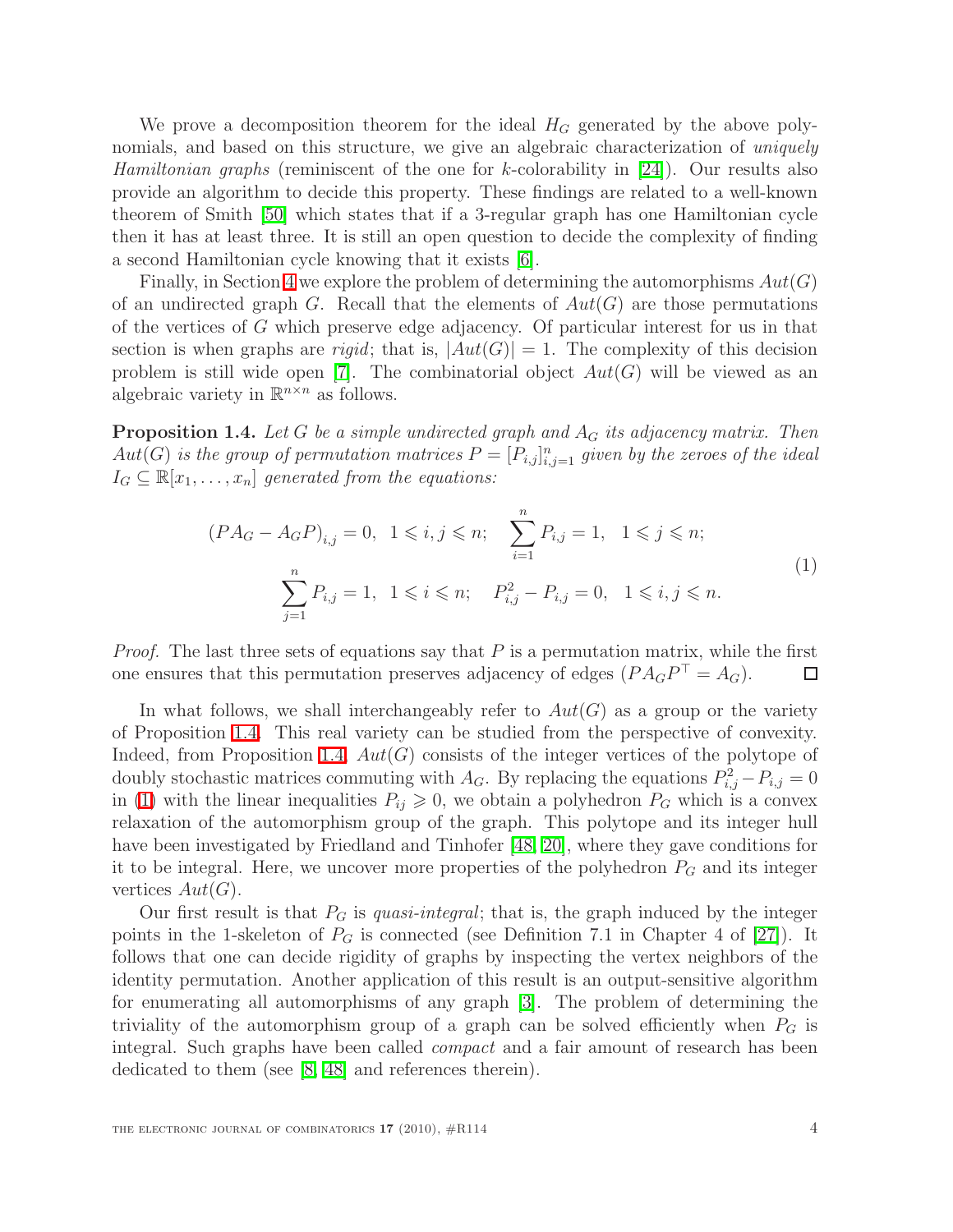We prove a decomposition theorem for the ideal $H_G$ generated by the above polynomials, and based on this structure, we give an algebraic characterization of *uniquely Hamiltonian graphs* (reminiscent of the one for $k$-colorability in [24]). Our results also provide an algorithm to decide this property. These findings are related to a well-known theorem of Smith [50] which states that if a 3-regular graph has one Hamiltonian cycle then it has at least three. It is still an open question to decide the complexity of finding a second Hamiltonian cycle knowing that it exists [6].

Finally, in Section 4 we explore the problem of determining the automorphisms $Aut(G)$ of an undirected graph $G$. Recall that the elements of $Aut(G)$ are those permutations of the vertices of $G$ which preserve edge adjacency. Of particular interest for us in that section is when graphs are *rigid*; that is, $|Aut(G)| = 1$. The complexity of this decision problem is still wide open [7]. The combinatorial object $Aut(G)$ will be viewed as an algebraic variety in $\mathbb{R}^{n\times n}$ as follows.

**Proposition 1.4.** *Let $G$ be a simple undirected graph and $A_G$ its adjacency matrix. Then $Aut(G)$ is the group of permutation matrices $P = [P_{i,j}]_{i,j=1}^n$ given by the zeroes of the ideal $I_G \subseteq \mathbb{R}[x_1, \ldots, x_n]$ generated from the equations:*

$$
\begin{aligned}
(PA_G - A_G P)_{i,j} = 0, \;\; 1 \leqslant i,j \leqslant n; \quad \sum_{i=1}^{n} P_{i,j} = 1, \;\; 1 \leqslant j \leqslant n; \\
\sum_{j=1}^{n} P_{i,j} = 1, \;\; 1 \leqslant i \leqslant n; \quad P_{i,j}^2 - P_{i,j} = 0, \;\; 1 \leqslant i,j \leqslant n.
\end{aligned}
\tag{1}
$$

*Proof.* The last three sets of equations say that $P$ is a permutation matrix, while the first one ensures that this permutation preserves adjacency of edges ($PA_GP^\top = A_G$). $\square$

In what follows, we shall interchangeably refer to $Aut(G)$ as a group or the variety of Proposition 1.4. This real variety can be studied from the perspective of convexity. Indeed, from Proposition 1.4, $Aut(G)$ consists of the integer vertices of the polytope of doubly stochastic matrices commuting with $A_G$. By replacing the equations $P_{i,j}^2 - P_{i,j} = 0$ in (1) with the linear inequalities $P_{ij} \geqslant 0$, we obtain a polyhedron $P_G$ which is a convex relaxation of the automorphism group of the graph. This polytope and its integer hull have been investigated by Friedland and Tinhofer [48, 20], where they gave conditions for it to be integral. Here, we uncover more properties of the polyhedron $P_G$ and its integer vertices $Aut(G)$.

Our first result is that $P_G$ is *quasi-integral*; that is, the graph induced by the integer points in the 1-skeleton of $P_G$ is connected (see Definition 7.1 in Chapter 4 of [27]). It follows that one can decide rigidity of graphs by inspecting the vertex neighbors of the identity permutation. Another application of this result is an output-sensitive algorithm for enumerating all automorphisms of any graph [3]. The problem of determining the triviality of the automorphism group of a graph can be solved efficiently when $P_G$ is integral. Such graphs have been called *compact* and a fair amount of research has been dedicated to them (see [8, 48] and references therein).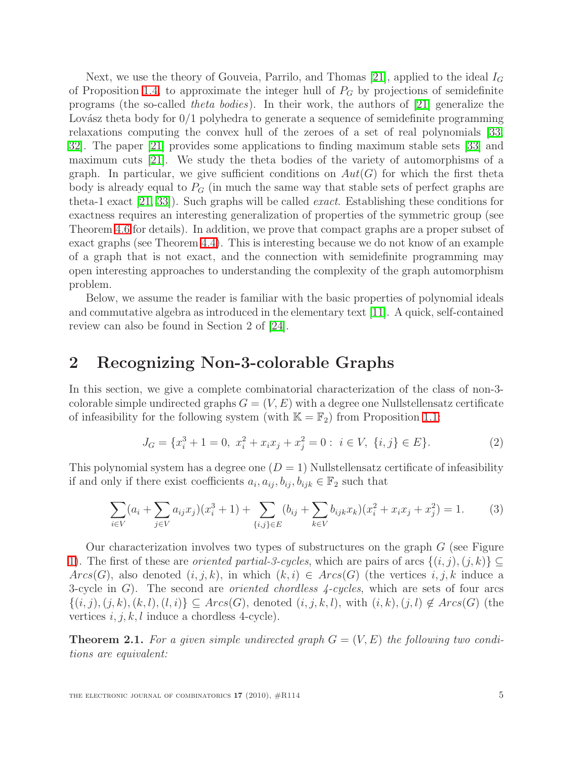Next, we use the theory of Gouveia, Parrilo, and Thomas [21], applied to the ideal $I_G$ of Proposition 1.4, to approximate the integer hull of $P_G$ by projections of semidefinite programs (the so-called *theta bodies*). In their work, the authors of [21] generalize the Lovász theta body for 0/1 polyhedra to generate a sequence of semidefinite programming relaxations computing the convex hull of the zeroes of a set of real polynomials [33, 32]. The paper [21] provides some applications to finding maximum stable sets [33] and maximum cuts [21]. We study the theta bodies of the variety of automorphisms of a graph. In particular, we give sufficient conditions on $Aut(G)$ for which the first theta body is already equal to $P_G$ (in much the same way that stable sets of perfect graphs are theta-1 exact [21, 33]). Such graphs will be called *exact*. Establishing these conditions for exactness requires an interesting generalization of properties of the symmetric group (see Theorem 4.6 for details). In addition, we prove that compact graphs are a proper subset of exact graphs (see Theorem 4.4). This is interesting because we do not know of an example of a graph that is not exact, and the connection with semidefinite programming may open interesting approaches to understanding the complexity of the graph automorphism problem.

Below, we assume the reader is familiar with the basic properties of polynomial ideals and commutative algebra as introduced in the elementary text [11]. A quick, self-contained review can also be found in Section 2 of [24].

## 2 Recognizing Non-3-colorable Graphs

In this section, we give a complete combinatorial characterization of the class of non-3-colorable simple undirected graphs $G = (V, E)$ with a degree one Nullstellensatz certificate of infeasibility for the following system (with $\mathbb{K} = \mathbb{F}_2$) from Proposition 1.1:

$$J_G = \{x_i^3 + 1 = 0,\ x_i^2 + x_i x_j + x_j^2 = 0 :\ i \in V,\ \{i,j\} \in E\}. \tag{2}$$

This polynomial system has a degree one ($D = 1$) Nullstellensatz certificate of infeasibility if and only if there exist coefficients $a_i, a_{ij}, b_{ij}, b_{ijk} \in \mathbb{F}_2$ such that

$$\sum_{i \in V} (a_i + \sum_{j \in V} a_{ij} x_j)(x_i^3 + 1) + \sum_{\{i,j\} \in E} (b_{ij} + \sum_{k \in V} b_{ijk} x_k)(x_i^2 + x_i x_j + x_j^2) = 1. \tag{3}$$

Our characterization involves two types of substructures on the graph $G$ (see Figure 1). The first of these are *oriented partial-3-cycles*, which are pairs of arcs $\{(i,j), (j,k)\} \subseteq Arcs(G)$, also denoted $(i, j, k)$, in which $(k, i) \in Arcs(G)$ (the vertices $i, j, k$ induce a 3-cycle in $G$). The second are *oriented chordless 4-cycles*, which are sets of four arcs $\{(i,j), (j,k), (k,l), (l,i)\} \subseteq Arcs(G)$, denoted $(i, j, k, l)$, with $(i, k), (j, l) \notin Arcs(G)$ (the vertices $i, j, k, l$ induce a chordless 4-cycle).

**Theorem 2.1.** *For a given simple undirected graph $G = (V, E)$ the following two conditions are equivalent:*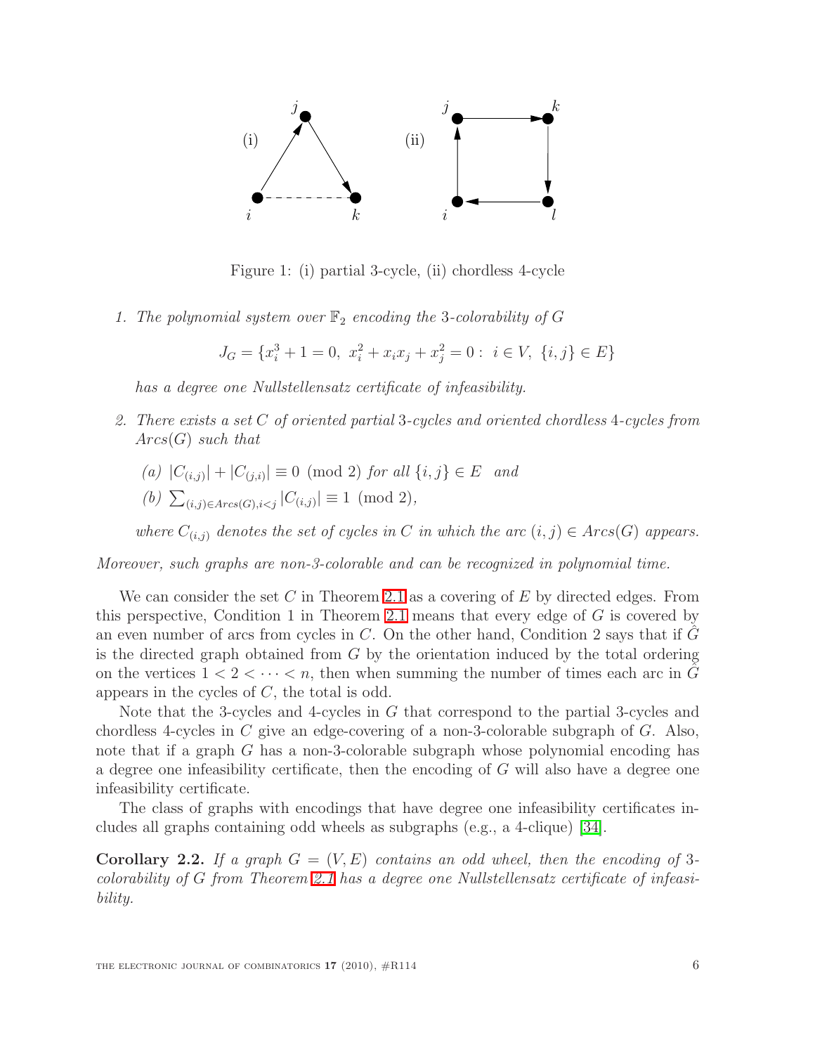Figure 1: (i) partial 3-cycle, (ii) chordless 4-cycle

1. *The polynomial system over $\mathbb{F}_2$ encoding the 3-colorability of $G$*

$$J_G = \{x_i^3 + 1 = 0,\ x_i^2 + x_i x_j + x_j^2 = 0 :\ i \in V,\ \{i,j\} \in E\}$$

*has a degree one Nullstellensatz certificate of infeasibility.*

2. *There exists a set $C$ of oriented partial 3-cycles and oriented chordless 4-cycles from $Arcs(G)$ such that*

   *(a) $|C_{(i,j)}| + |C_{(j,i)}| \equiv 0 \pmod 2$ for all $\{i,j\} \in E$ and*

   *(b) $\sum_{(i,j) \in Arcs(G), i<j} |C_{(i,j)}| \equiv 1 \pmod 2$,*

   *where $C_{(i,j)}$ denotes the set of cycles in $C$ in which the arc $(i,j) \in Arcs(G)$ appears.*

*Moreover, such graphs are non-3-colorable and can be recognized in polynomial time.*

We can consider the set $C$ in Theorem 2.1 as a covering of $E$ by directed edges. From this perspective, Condition 1 in Theorem 2.1 means that every edge of $G$ is covered by an even number of arcs from cycles in $C$. On the other hand, Condition 2 says that if $\hat{G}$ is the directed graph obtained from $G$ by the orientation induced by the total ordering on the vertices $1 < 2 < \cdots < n$, then when summing the number of times each arc in $\hat{G}$ appears in the cycles of $C$, the total is odd.

Note that the 3-cycles and 4-cycles in $G$ that correspond to the partial 3-cycles and chordless 4-cycles in $C$ give an edge-covering of a non-3-colorable subgraph of $G$. Also, note that if a graph $G$ has a non-3-colorable subgraph whose polynomial encoding has a degree one infeasibility certificate, then the encoding of $G$ will also have a degree one infeasibility certificate.

The class of graphs with encodings that have degree one infeasibility certificates includes all graphs containing odd wheels as subgraphs (e.g., a 4-clique) [34].

**Corollary 2.2.** *If a graph $G = (V, E)$ contains an odd wheel, then the encoding of 3-colorability of $G$ from Theorem 2.1 has a degree one Nullstellensatz certificate of infeasibility.*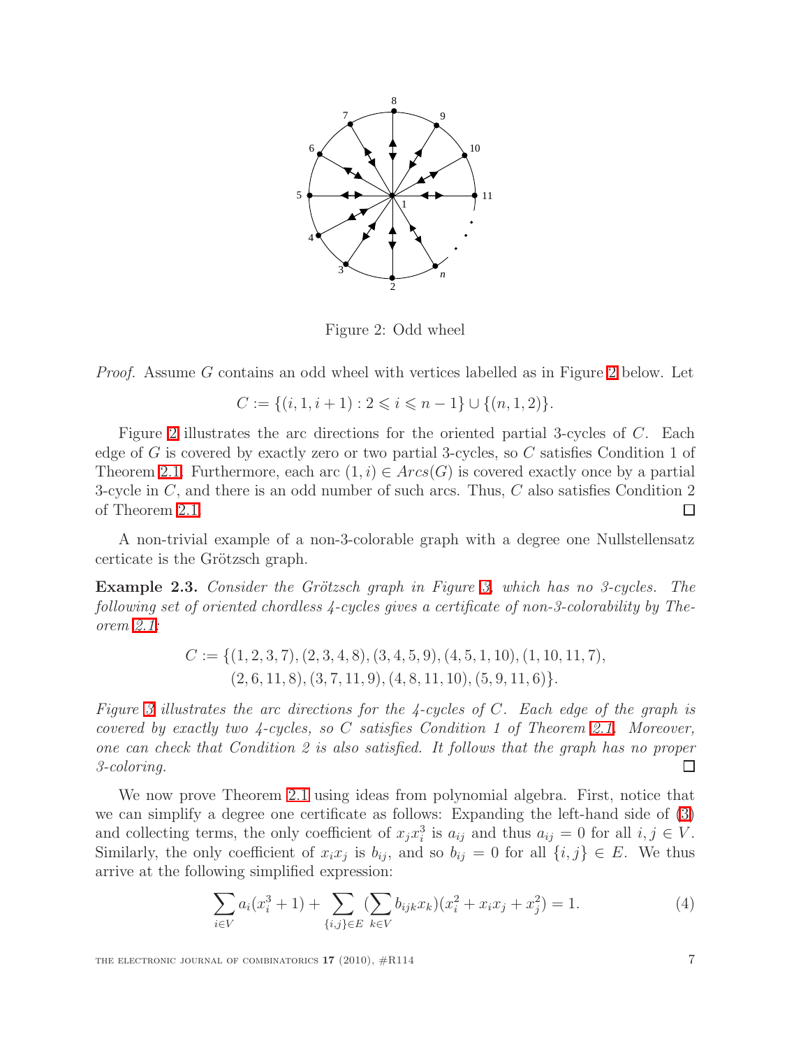Figure 2: Odd wheel

*Proof.* Assume $G$ contains an odd wheel with vertices labelled as in Figure 2 below. Let

$$C := \{(i, 1, i + 1) : 2 \leqslant i \leqslant n - 1\} \cup \{(n, 1, 2)\}.$$

Figure 2 illustrates the arc directions for the oriented partial 3-cycles of $C$. Each edge of $G$ is covered by exactly zero or two partial 3-cycles, so $C$ satisfies Condition 1 of Theorem 2.1. Furthermore, each arc $(1, i) \in Arcs(G)$ is covered exactly once by a partial 3-cycle in $C$, and there is an odd number of such arcs. Thus, $C$ also satisfies Condition 2 of Theorem 2.1. □

A non-trivial example of a non-3-colorable graph with a degree one Nullstellensatz certicate is the Grötzsch graph.

**Example 2.3.** *Consider the Grötzsch graph in Figure 3, which has no 3-cycles. The following set of oriented chordless 4-cycles gives a certificate of non-3-colorability by Theorem 2.1:*

$$C := \{(1, 2, 3, 7), (2, 3, 4, 8), (3, 4, 5, 9), (4, 5, 1, 10), (1, 10, 11, 7),\\ (2, 6, 11, 8), (3, 7, 11, 9), (4, 8, 11, 10), (5, 9, 11, 6)\}.$$

*Figure 3 illustrates the arc directions for the 4-cycles of $C$. Each edge of the graph is covered by exactly two 4-cycles, so $C$ satisfies Condition 1 of Theorem 2.1. Moreover, one can check that Condition 2 is also satisfied. It follows that the graph has no proper 3-coloring.* □

We now prove Theorem 2.1 using ideas from polynomial algebra. First, notice that we can simplify a degree one certificate as follows: Expanding the left-hand side of (3) and collecting terms, the only coefficient of $x_j x_i^3$ is $a_{ij}$ and thus $a_{ij} = 0$ for all $i, j \in V$. Similarly, the only coefficient of $x_i x_j$ is $b_{ij}$, and so $b_{ij} = 0$ for all $\{i, j\} \in E$. We thus arrive at the following simplified expression:

$$\sum_{i \in V} a_i(x_i^3 + 1) + \sum_{\{i,j\} \in E} (\sum_{k \in V} b_{ijk} x_k)(x_i^2 + x_i x_j + x_j^2) = 1. \tag{4}$$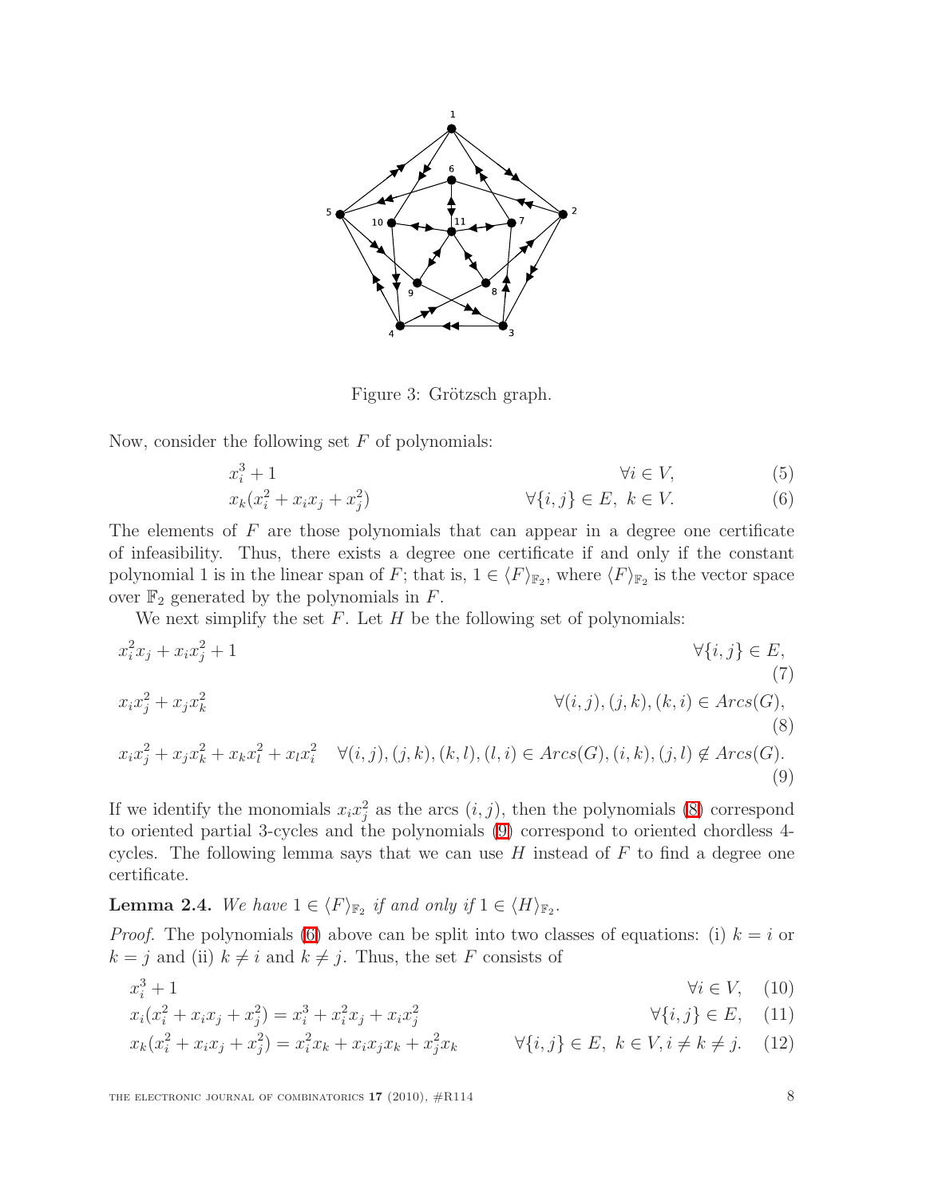Figure 3: Grötzsch graph.

Now, consider the following set $F$ of polynomials:

$$x_i^3 + 1 \qquad \forall i \in V, \tag{5}$$

$$x_k(x_i^2 + x_i x_j + x_j^2) \qquad \forall \{i,j\} \in E,\ k \in V. \tag{6}$$

The elements of $F$ are those polynomials that can appear in a degree one certificate of infeasibility. Thus, there exists a degree one certificate if and only if the constant polynomial 1 is in the linear span of $F$; that is, $1 \in \langle F \rangle_{\mathbb{F}_2}$, where $\langle F \rangle_{\mathbb{F}_2}$ is the vector space over $\mathbb{F}_2$ generated by the polynomials in $F$.

We next simplify the set $F$. Let $H$ be the following set of polynomials:

$$x_i^2 x_j + x_i x_j^2 + 1 \qquad \forall \{i,j\} \in E, \tag{7}$$

$$x_i x_j^2 + x_j x_k^2 \qquad \forall (i,j),(j,k),(k,i) \in Arcs(G), \tag{8}$$

$$x_i x_j^2 + x_j x_k^2 + x_k x_l^2 + x_l x_i^2 \quad \forall (i,j),(j,k),(k,l),(l,i) \in Arcs(G), (i,k),(j,l) \notin Arcs(G). \tag{9}$$

If we identify the monomials $x_i x_j^2$ as the arcs $(i,j)$, then the polynomials (8) correspond to oriented partial 3-cycles and the polynomials (9) correspond to oriented chordless 4-cycles. The following lemma says that we can use $H$ instead of $F$ to find a degree one certificate.

**Lemma 2.4.** *We have $1 \in \langle F \rangle_{\mathbb{F}_2}$ if and only if $1 \in \langle H \rangle_{\mathbb{F}_2}$.*

*Proof.* The polynomials (6) above can be split into two classes of equations: (i) $k = i$ or $k = j$ and (ii) $k \neq i$ and $k \neq j$. Thus, the set $F$ consists of

$$x_i^3 + 1 \qquad \forall i \in V, \tag{10}$$

$$x_i(x_i^2 + x_i x_j + x_j^2) = x_i^3 + x_i^2 x_j + x_i x_j^2 \qquad \forall \{i,j\} \in E, \tag{11}$$

$$x_k(x_i^2 + x_i x_j + x_j^2) = x_i^2 x_k + x_i x_j x_k + x_j^2 x_k \qquad \forall \{i,j\} \in E,\ k \in V, i \neq k \neq j. \tag{12}$$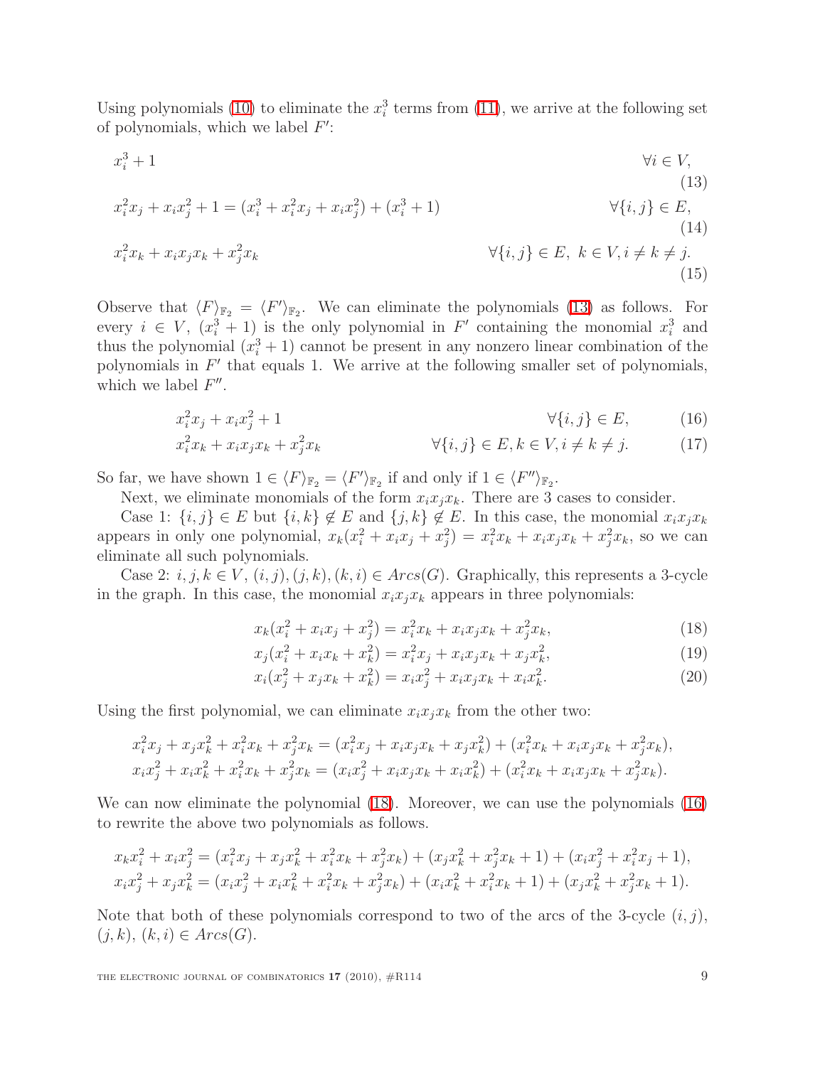Using polynomials (10) to eliminate the $x_i^3$ terms from (11), we arrive at the following set of polynomials, which we label $F'$:

$$x_i^3 + 1 \qquad \forall i \in V, \tag{13}$$

$$x_i^2 x_j + x_i x_j^2 + 1 = (x_i^3 + x_i^2 x_j + x_i x_j^2) + (x_i^3 + 1) \qquad \forall \{i,j\} \in E, \tag{14}$$

$$x_i^2 x_k + x_i x_j x_k + x_j^2 x_k \qquad \forall \{i,j\} \in E,\ k \in V, i \neq k \neq j. \tag{15}$$

Observe that $\langle F \rangle_{\mathbb{F}_2} = \langle F' \rangle_{\mathbb{F}_2}$. We can eliminate the polynomials (13) as follows. For every $i \in V$, $(x_i^3 + 1)$ is the only polynomial in $F'$ containing the monomial $x_i^3$ and thus the polynomial $(x_i^3 + 1)$ cannot be present in any nonzero linear combination of the polynomials in $F'$ that equals 1. We arrive at the following smaller set of polynomials, which we label $F''$.

$$x_i^2 x_j + x_i x_j^2 + 1 \qquad \forall \{i,j\} \in E, \tag{16}$$

$$x_i^2 x_k + x_i x_j x_k + x_j^2 x_k \qquad \forall \{i,j\} \in E, k \in V, i \neq k \neq j. \tag{17}$$

So far, we have shown $1 \in \langle F \rangle_{\mathbb{F}_2} = \langle F' \rangle_{\mathbb{F}_2}$ if and only if $1 \in \langle F'' \rangle_{\mathbb{F}_2}$.

Next, we eliminate monomials of the form $x_i x_j x_k$. There are 3 cases to consider.

Case 1: $\{i,j\} \in E$ but $\{i,k\} \notin E$ and $\{j,k\} \notin E$. In this case, the monomial $x_i x_j x_k$ appears in only one polynomial, $x_k(x_i^2 + x_i x_j + x_j^2) = x_i^2 x_k + x_i x_j x_k + x_j^2 x_k$, so we can eliminate all such polynomials.

Case 2: $i, j, k \in V$, $(i,j), (j,k), (k,i) \in Arcs(G)$. Graphically, this represents a 3-cycle in the graph. In this case, the monomial $x_i x_j x_k$ appears in three polynomials:

$$x_k(x_i^2 + x_i x_j + x_j^2) = x_i^2 x_k + x_i x_j x_k + x_j^2 x_k, \tag{18}$$

$$x_j(x_i^2 + x_i x_k + x_k^2) = x_i^2 x_j + x_i x_j x_k + x_j x_k^2, \tag{19}$$

$$x_i(x_j^2 + x_j x_k + x_k^2) = x_i x_j^2 + x_i x_j x_k + x_i x_k^2. \tag{20}$$

Using the first polynomial, we can eliminate $x_i x_j x_k$ from the other two:

$$x_i^2 x_j + x_j x_k^2 + x_i^2 x_k + x_j^2 x_k = (x_i^2 x_j + x_i x_j x_k + x_j x_k^2) + (x_i^2 x_k + x_i x_j x_k + x_j^2 x_k),$$
$$x_i x_j^2 + x_i x_k^2 + x_i^2 x_k + x_j^2 x_k = (x_i x_j^2 + x_i x_j x_k + x_i x_k^2) + (x_i^2 x_k + x_i x_j x_k + x_j^2 x_k).$$

We can now eliminate the polynomial (18). Moreover, we can use the polynomials (16) to rewrite the above two polynomials as follows.

$$x_k x_i^2 + x_i x_j^2 = (x_i^2 x_j + x_j x_k^2 + x_i^2 x_k + x_j^2 x_k) + (x_j x_k^2 + x_j^2 x_k + 1) + (x_i x_j^2 + x_i^2 x_j + 1),$$
$$x_i x_j^2 + x_j x_k^2 = (x_i x_j^2 + x_i x_k^2 + x_i^2 x_k + x_j^2 x_k) + (x_i x_k^2 + x_i^2 x_k + 1) + (x_j x_k^2 + x_j^2 x_k + 1).$$

Note that both of these polynomials correspond to two of the arcs of the 3-cycle $(i,j)$, $(j,k)$, $(k,i) \in Arcs(G)$.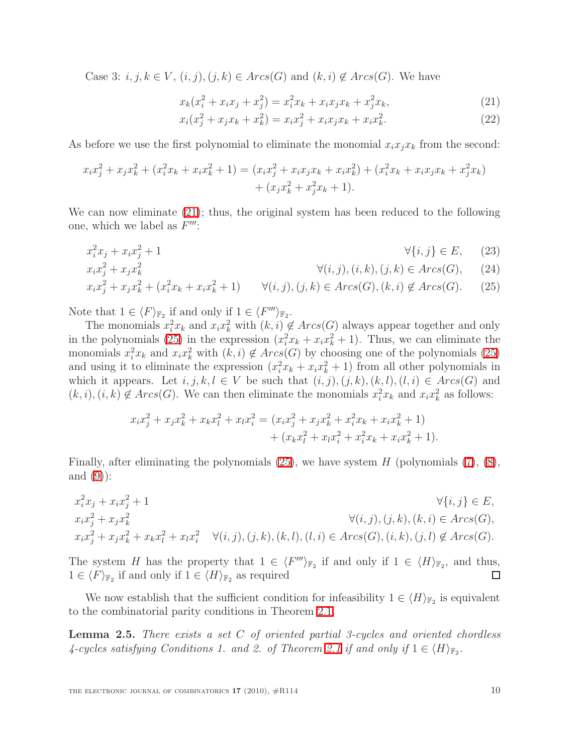Case 3: $i, j, k \in V$, $(i, j), (j, k) \in Arcs(G)$ and $(k, i) \notin Arcs(G)$. We have

$$x_k(x_i^2 + x_i x_j + x_j^2) = x_i^2 x_k + x_i x_j x_k + x_j^2 x_k, \tag{21}$$

$$x_i(x_j^2 + x_j x_k + x_k^2) = x_i x_j^2 + x_i x_j x_k + x_i x_k^2. \tag{22}$$

As before we use the first polynomial to eliminate the monomial $x_i x_j x_k$ from the second:

$$x_i x_j^2 + x_j x_k^2 + (x_i^2 x_k + x_i x_k^2 + 1) = (x_i x_j^2 + x_i x_j x_k + x_i x_k^2) + (x_i^2 x_k + x_i x_j x_k + x_j^2 x_k) + (x_j x_k^2 + x_j^2 x_k + 1).$$

We can now eliminate (21); thus, the original system has been reduced to the following one, which we label as $F'''$:

$$x_i^2 x_j + x_i x_j^2 + 1 \qquad \forall \{i, j\} \in E, \tag{23}$$

$$x_i x_j^2 + x_j x_k^2 \qquad \forall (i, j), (i, k), (j, k) \in Arcs(G), \tag{24}$$

$$x_i x_j^2 + x_j x_k^2 + (x_i^2 x_k + x_i x_k^2 + 1) \qquad \forall (i, j), (j, k) \in Arcs(G), (k, i) \notin Arcs(G). \tag{25}$$

Note that $1 \in \langle F \rangle_{\mathbb{F}_2}$ if and only if $1 \in \langle F''' \rangle_{\mathbb{F}_2}$.

The monomials $x_i^2 x_k$ and $x_i x_k^2$ with $(k, i) \notin Arcs(G)$ always appear together and only in the polynomials (25) in the expression $(x_i^2 x_k + x_i x_k^2 + 1)$. Thus, we can eliminate the monomials $x_i^2 x_k$ and $x_i x_k^2$ with $(k, i) \notin Arcs(G)$ by choosing one of the polynomials (25) and using it to eliminate the expression $(x_i^2 x_k + x_i x_k^2 + 1)$ from all other polynomials in which it appears. Let $i, j, k, l \in V$ be such that $(i, j), (j, k), (k, l), (l, i) \in Arcs(G)$ and $(k, i), (i, k) \notin Arcs(G)$. We can then eliminate the monomials $x_i^2 x_k$ and $x_i x_k^2$ as follows:

$$x_i x_j^2 + x_j x_k^2 + x_k x_l^2 + x_l x_i^2 = (x_i x_j^2 + x_j x_k^2 + x_i^2 x_k + x_i x_k^2 + 1) + (x_k x_l^2 + x_l x_i^2 + x_i^2 x_k + x_i x_k^2 + 1).$$

Finally, after eliminating the polynomials (25), we have system $H$ (polynomials (7), (8), and (9)):

$$x_i^2 x_j + x_i x_j^2 + 1 \qquad \forall \{i, j\} \in E,$$

$$x_i x_j^2 + x_j x_k^2 \qquad \forall (i, j), (j, k), (k, i) \in Arcs(G),$$

$$x_i x_j^2 + x_j x_k^2 + x_k x_l^2 + x_l x_i^2 \quad \forall (i, j), (j, k), (k, l), (l, i) \in Arcs(G), (i, k), (j, l) \notin Arcs(G).$$

The system $H$ has the property that $1 \in \langle F''' \rangle_{\mathbb{F}_2}$ if and only if $1 \in \langle H \rangle_{\mathbb{F}_2}$, and thus, $1 \in \langle F \rangle_{\mathbb{F}_2}$ if and only if $1 \in \langle H \rangle_{\mathbb{F}_2}$ as required □

We now establish that the sufficient condition for infeasibility $1 \in \langle H \rangle_{\mathbb{F}_2}$ is equivalent to the combinatorial parity conditions in Theorem 2.1.

**Lemma 2.5.** *There exists a set $C$ of oriented partial 3-cycles and oriented chordless 4-cycles satisfying Conditions 1. and 2. of Theorem 2.1 if and only if $1 \in \langle H \rangle_{\mathbb{F}_2}$.*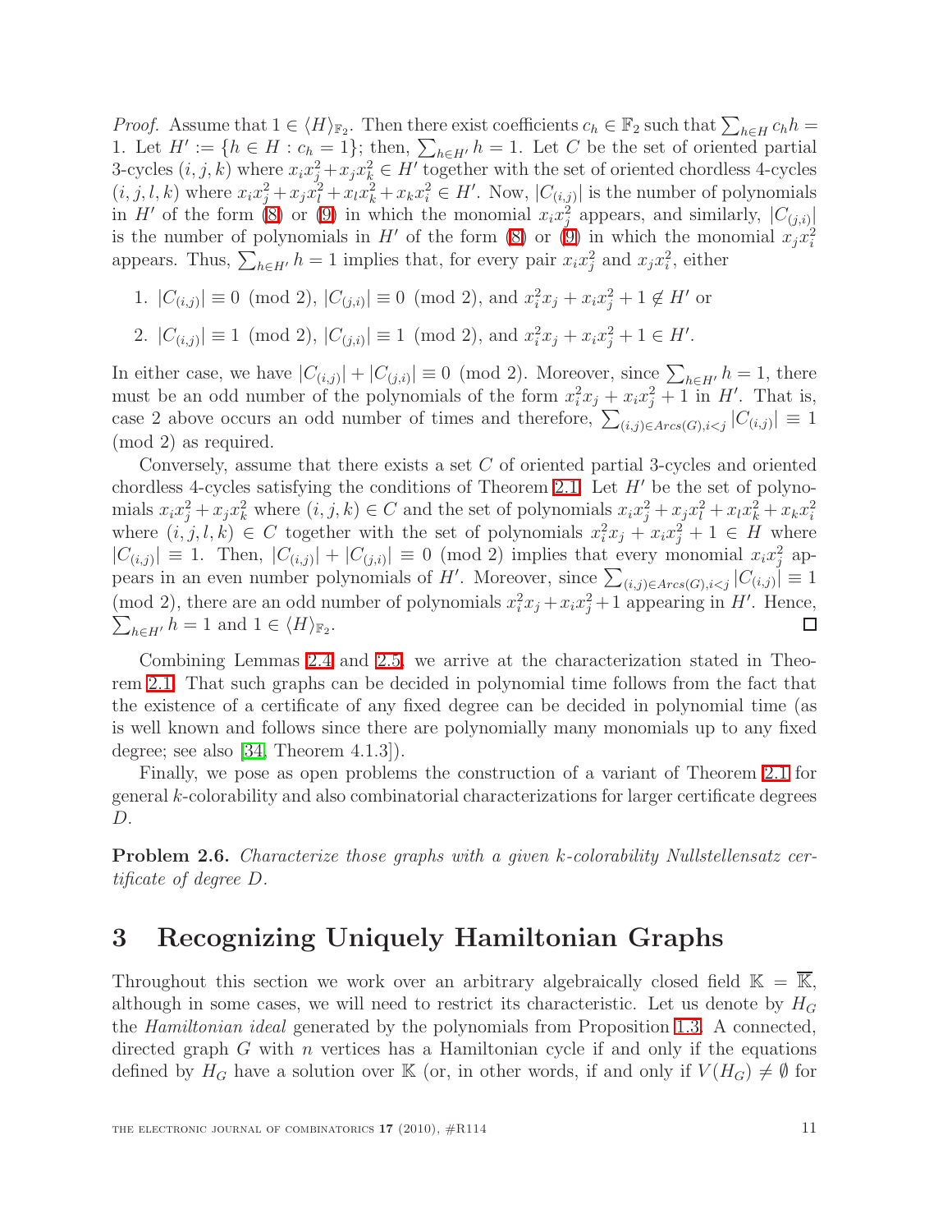*Proof.* Assume that $1 \in \langle H \rangle_{\mathbb{F}_2}$. Then there exist coefficients $c_h \in \mathbb{F}_2$ such that $\sum_{h \in H} c_h h = 1$. Let $H' := \{h \in H : c_h = 1\}$; then, $\sum_{h \in H'} h = 1$. Let $C$ be the set of oriented partial 3-cycles $(i, j, k)$ where $x_i x_j^2 + x_j x_k^2 \in H'$ together with the set of oriented chordless 4-cycles $(i, j, l, k)$ where $x_i x_j^2 + x_j x_l^2 + x_l x_k^2 + x_k x_i^2 \in H'$. Now, $|C_{(i,j)}|$ is the number of polynomials in $H'$ of the form (8) or (9) in which the monomial $x_i x_j^2$ appears, and similarly, $|C_{(j,i)}|$ is the number of polynomials in $H'$ of the form (8) or (9) in which the monomial $x_j x_i^2$ appears. Thus, $\sum_{h \in H'} h = 1$ implies that, for every pair $x_i x_j^2$ and $x_j x_i^2$, either

1. $|C_{(i,j)}| \equiv 0 \pmod 2$, $|C_{(j,i)}| \equiv 0 \pmod 2$, and $x_i^2 x_j + x_i x_j^2 + 1 \notin H'$ or
2. $|C_{(i,j)}| \equiv 1 \pmod 2$, $|C_{(j,i)}| \equiv 1 \pmod 2$, and $x_i^2 x_j + x_i x_j^2 + 1 \in H'$.

In either case, we have $|C_{(i,j)}| + |C_{(j,i)}| \equiv 0 \pmod 2$. Moreover, since $\sum_{h \in H'} h = 1$, there must be an odd number of the polynomials of the form $x_i^2 x_j + x_i x_j^2 + 1$ in $H'$. That is, case 2 above occurs an odd number of times and therefore, $\sum_{(i,j) \in Arcs(G), i<j} |C_{(i,j)}| \equiv 1 \pmod 2$ as required.

Conversely, assume that there exists a set $C$ of oriented partial 3-cycles and oriented chordless 4-cycles satisfying the conditions of Theorem 2.1. Let $H'$ be the set of polynomials $x_i x_j^2 + x_j x_k^2$ where $(i, j, k) \in C$ and the set of polynomials $x_i x_j^2 + x_j x_l^2 + x_l x_k^2 + x_k x_i^2$ where $(i, j, l, k) \in C$ together with the set of polynomials $x_i^2 x_j + x_i x_j^2 + 1 \in H$ where $|C_{(i,j)}| \equiv 1$. Then, $|C_{(i,j)}| + |C_{(j,i)}| \equiv 0 \pmod 2$ implies that every monomial $x_i x_j^2$ appears in an even number polynomials of $H'$. Moreover, since $\sum_{(i,j) \in Arcs(G), i<j} |C_{(i,j)}| \equiv 1 \pmod 2$, there are an odd number of polynomials $x_i^2 x_j + x_i x_j^2 + 1$ appearing in $H'$. Hence, $\sum_{h \in H'} h = 1$ and $1 \in \langle H \rangle_{\mathbb{F}_2}$. ∎

Combining Lemmas 2.4 and 2.5, we arrive at the characterization stated in Theorem 2.1. That such graphs can be decided in polynomial time follows from the fact that the existence of a certificate of any fixed degree can be decided in polynomial time (as is well known and follows since there are polynomially many monomials up to any fixed degree; see also [34, Theorem 4.1.3]).

Finally, we pose as open problems the construction of a variant of Theorem 2.1 for general $k$-colorability and also combinatorial characterizations for larger certificate degrees $D$.

**Problem 2.6.** *Characterize those graphs with a given $k$-colorability Nullstellensatz certificate of degree $D$.*

# 3 Recognizing Uniquely Hamiltonian Graphs

Throughout this section we work over an arbitrary algebraically closed field $\mathbb{K} = \overline{\mathbb{K}}$, although in some cases, we will need to restrict its characteristic. Let us denote by $H_G$ the *Hamiltonian ideal* generated by the polynomials from Proposition 1.3. A connected, directed graph $G$ with $n$ vertices has a Hamiltonian cycle if and only if the equations defined by $H_G$ have a solution over $\mathbb{K}$ (or, in other words, if and only if $V(H_G) \neq \emptyset$ for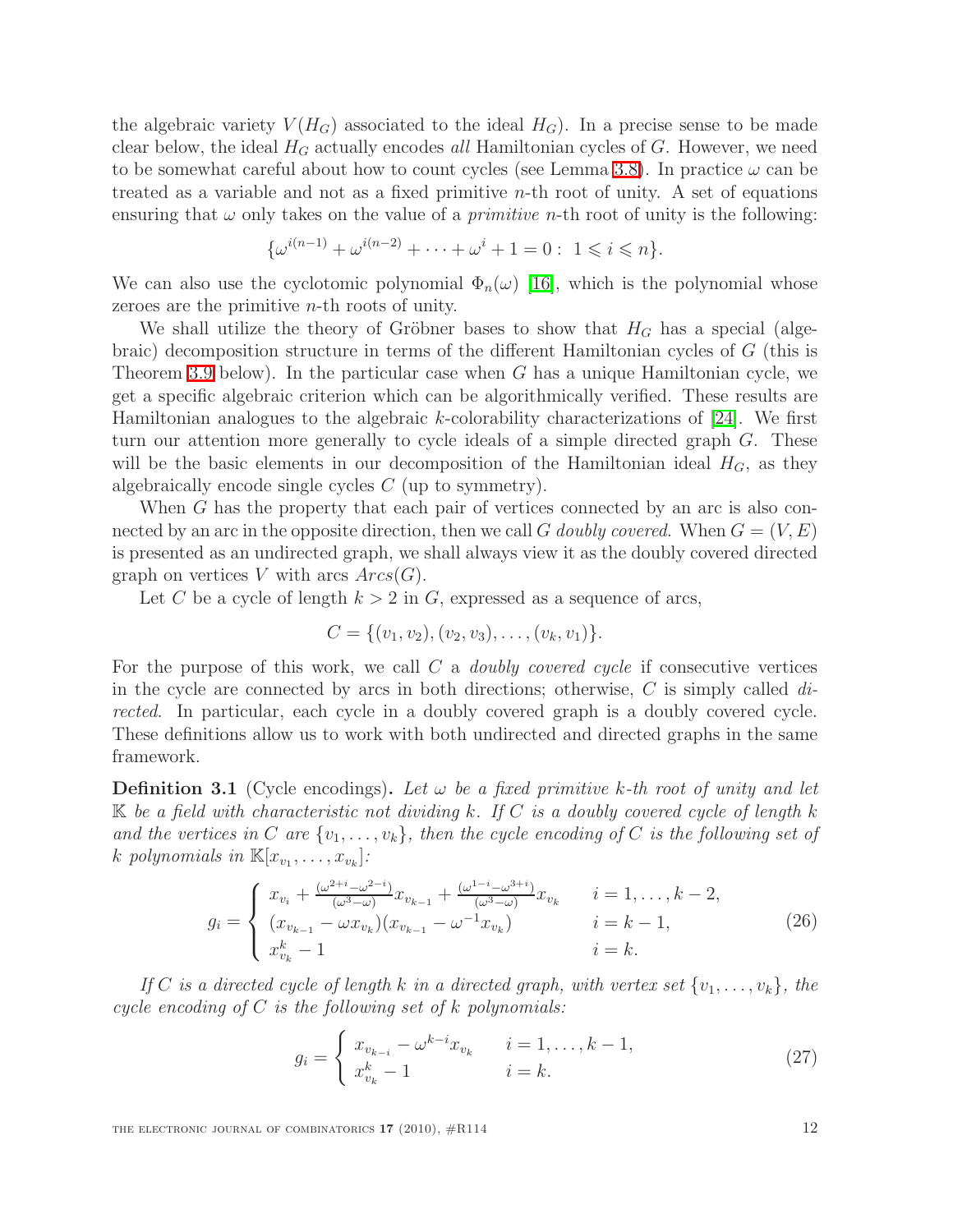the algebraic variety $V(H_G)$ associated to the ideal $H_G$). In a precise sense to be made clear below, the ideal $H_G$ actually encodes *all* Hamiltonian cycles of $G$. However, we need to be somewhat careful about how to count cycles (see Lemma 3.8). In practice $\omega$ can be treated as a variable and not as a fixed primitive $n$-th root of unity. A set of equations ensuring that $\omega$ only takes on the value of a *primitive* $n$-th root of unity is the following:

$$\{\omega^{i(n-1)} + \omega^{i(n-2)} + \cdots + \omega^{i} + 1 = 0 : \ 1 \leqslant i \leqslant n\}.$$

We can also use the cyclotomic polynomial $\Phi_n(\omega)$ [16], which is the polynomial whose zeroes are the primitive $n$-th roots of unity.

We shall utilize the theory of Gröbner bases to show that $H_G$ has a special (algebraic) decomposition structure in terms of the different Hamiltonian cycles of $G$ (this is Theorem 3.9 below). In the particular case when $G$ has a unique Hamiltonian cycle, we get a specific algebraic criterion which can be algorithmically verified. These results are Hamiltonian analogues to the algebraic $k$-colorability characterizations of [24]. We first turn our attention more generally to cycle ideals of a simple directed graph $G$. These will be the basic elements in our decomposition of the Hamiltonian ideal $H_G$, as they algebraically encode single cycles $C$ (up to symmetry).

When $G$ has the property that each pair of vertices connected by an arc is also connected by an arc in the opposite direction, then we call $G$ *doubly covered*. When $G = (V, E)$ is presented as an undirected graph, we shall always view it as the doubly covered directed graph on vertices $V$ with arcs $Arcs(G)$.

Let $C$ be a cycle of length $k > 2$ in $G$, expressed as a sequence of arcs,

$$C = \{(v_1, v_2), (v_2, v_3), \ldots, (v_k, v_1)\}.$$

For the purpose of this work, we call $C$ a *doubly covered cycle* if consecutive vertices in the cycle are connected by arcs in both directions; otherwise, $C$ is simply called *directed*. In particular, each cycle in a doubly covered graph is a doubly covered cycle. These definitions allow us to work with both undirected and directed graphs in the same framework.

**Definition 3.1** (Cycle encodings)**.** *Let $\omega$ be a fixed primitive $k$-th root of unity and let $\mathbb{K}$ be a field with characteristic not dividing $k$. If $C$ is a doubly covered cycle of length $k$ and the vertices in $C$ are $\{v_1, \ldots, v_k\}$, then the cycle encoding of $C$ is the following set of $k$ polynomials in $\mathbb{K}[x_{v_1}, \ldots, x_{v_k}]$:*

$$g_i = \begin{cases} x_{v_i} + \frac{(\omega^{2+i} - \omega^{2-i})}{(\omega^3 - \omega)} x_{v_{k-1}} + \frac{(\omega^{1-i} - \omega^{3+i})}{(\omega^3 - \omega)} x_{v_k} & i = 1, \ldots, k-2, \\ (x_{v_{k-1}} - \omega x_{v_k})(x_{v_{k-1}} - \omega^{-1} x_{v_k}) & i = k-1, \\ x_{v_k}^k - 1 & i = k. \end{cases} \tag{26}$$

*If $C$ is a directed cycle of length $k$ in a directed graph, with vertex set $\{v_1, \ldots, v_k\}$, the cycle encoding of $C$ is the following set of $k$ polynomials:*

$$g_i = \begin{cases} x_{v_{k-i}} - \omega^{k-i} x_{v_k} & i = 1, \ldots, k-1, \\ x_{v_k}^k - 1 & i = k. \end{cases} \tag{27}$$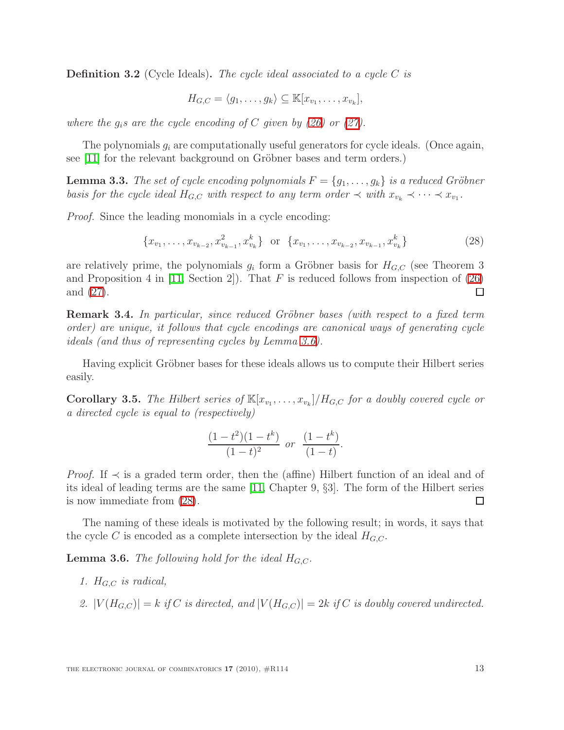**Definition 3.2** (Cycle Ideals)**.** *The cycle ideal associated to a cycle $C$ is*

$$H_{G,C} = \langle g_1, \ldots, g_k \rangle \subseteq \mathbb{K}[x_{v_1}, \ldots, x_{v_k}],$$

*where the $g_i$s are the cycle encoding of $C$ given by (26) or (27).*

The polynomials $g_i$ are computationally useful generators for cycle ideals. (Once again, see [11] for the relevant background on Gröbner bases and term orders.)

**Lemma 3.3.** *The set of cycle encoding polynomials $F = \{g_1, \ldots, g_k\}$ is a reduced Gröbner basis for the cycle ideal $H_{G,C}$ with respect to any term order $\prec$ with $x_{v_k} \prec \cdots \prec x_{v_1}$.*

*Proof.* Since the leading monomials in a cycle encoding:

$$\{x_{v_1}, \ldots, x_{v_{k-2}}, x_{v_{k-1}}^2, x_{v_k}^k\} \text{ or } \{x_{v_1}, \ldots, x_{v_{k-2}}, x_{v_{k-1}}, x_{v_k}^k\} \tag{28}$$

are relatively prime, the polynomials $g_i$ form a Gröbner basis for $H_{G,C}$ (see Theorem 3 and Proposition 4 in [11, Section 2]). That $F$ is reduced follows from inspection of (26) and (27). ☐

**Remark 3.4.** *In particular, since reduced Gröbner bases (with respect to a fixed term order) are unique, it follows that cycle encodings are canonical ways of generating cycle ideals (and thus of representing cycles by Lemma 3.6).*

Having explicit Gröbner bases for these ideals allows us to compute their Hilbert series easily.

**Corollary 3.5.** *The Hilbert series of $\mathbb{K}[x_{v_1}, \ldots, x_{v_k}]/H_{G,C}$ for a doubly covered cycle or a directed cycle is equal to (respectively)*

$$\frac{(1-t^2)(1-t^k)}{(1-t)^2} \text{ or } \frac{(1-t^k)}{(1-t)}.$$

*Proof.* If $\prec$ is a graded term order, then the (affine) Hilbert function of an ideal and of its ideal of leading terms are the same [11, Chapter 9, §3]. The form of the Hilbert series is now immediate from (28). ☐

The naming of these ideals is motivated by the following result; in words, it says that the cycle $C$ is encoded as a complete intersection by the ideal $H_{G,C}$.

**Lemma 3.6.** *The following hold for the ideal $H_{G,C}$.*

1. *$H_{G,C}$ is radical,*
2. *$|V(H_{G,C})| = k$ if $C$ is directed, and $|V(H_{G,C})| = 2k$ if $C$ is doubly covered undirected.*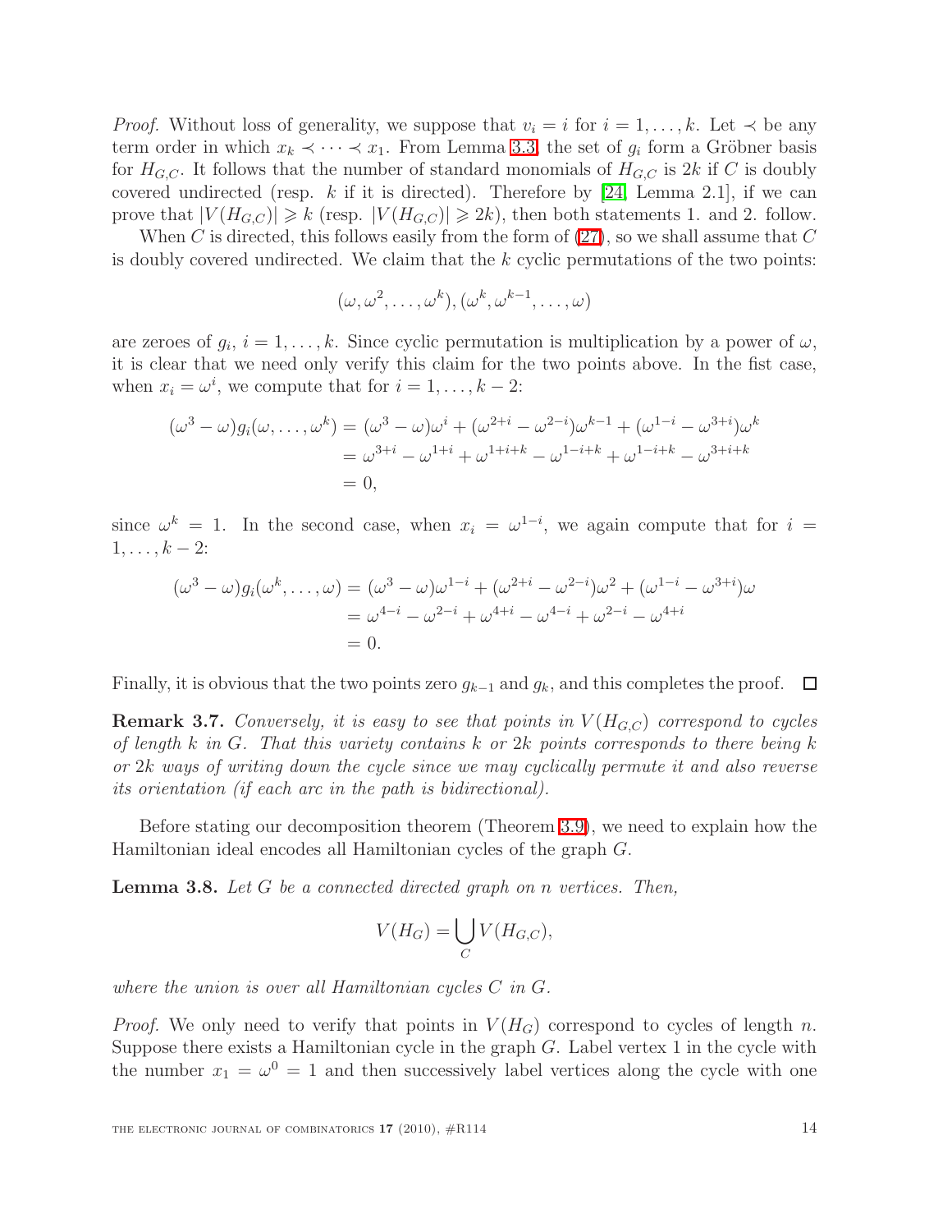*Proof.* Without loss of generality, we suppose that $v_i = i$ for $i = 1, \ldots, k$. Let $\prec$ be any term order in which $x_k \prec \cdots \prec x_1$. From Lemma 3.3, the set of $g_i$ form a Gröbner basis for $H_{G,C}$. It follows that the number of standard monomials of $H_{G,C}$ is $2k$ if $C$ is doubly covered undirected (resp. $k$ if it is directed). Therefore by [24, Lemma 2.1], if we can prove that $|V(H_{G,C})| \geqslant k$ (resp. $|V(H_{G,C})| \geqslant 2k$), then both statements 1. and 2. follow.

When $C$ is directed, this follows easily from the form of (27), so we shall assume that $C$ is doubly covered undirected. We claim that the $k$ cyclic permutations of the two points:

$$(\omega, \omega^2, \ldots, \omega^k), (\omega^k, \omega^{k-1}, \ldots, \omega)$$

are zeroes of $g_i$, $i = 1, \ldots, k$. Since cyclic permutation is multiplication by a power of $\omega$, it is clear that we need only verify this claim for the two points above. In the fist case, when $x_i = \omega^i$, we compute that for $i = 1, \ldots, k-2$:

$$\begin{aligned}
(\omega^3 - \omega) g_i(\omega, \ldots, \omega^k) &= (\omega^3 - \omega)\omega^i + (\omega^{2+i} - \omega^{2-i})\omega^{k-1} + (\omega^{1-i} - \omega^{3+i})\omega^k \\
&= \omega^{3+i} - \omega^{1+i} + \omega^{1+i+k} - \omega^{1-i+k} + \omega^{1-i+k} - \omega^{3+i+k} \\
&= 0,
\end{aligned}$$

since $\omega^k = 1$. In the second case, when $x_i = \omega^{1-i}$, we again compute that for $i = 1, \ldots, k-2$:

$$\begin{aligned}
(\omega^3 - \omega) g_i(\omega^k, \ldots, \omega) &= (\omega^3 - \omega)\omega^{1-i} + (\omega^{2+i} - \omega^{2-i})\omega^2 + (\omega^{1-i} - \omega^{3+i})\omega \\
&= \omega^{4-i} - \omega^{2-i} + \omega^{4+i} - \omega^{4-i} + \omega^{2-i} - \omega^{4+i} \\
&= 0.
\end{aligned}$$

Finally, it is obvious that the two points zero $g_{k-1}$ and $g_k$, and this completes the proof. $\square$

**Remark 3.7.** *Conversely, it is easy to see that points in $V(H_{G,C})$ correspond to cycles of length $k$ in $G$. That this variety contains $k$ or $2k$ points corresponds to there being $k$ or $2k$ ways of writing down the cycle since we may cyclically permute it and also reverse its orientation (if each arc in the path is bidirectional).*

Before stating our decomposition theorem (Theorem 3.9), we need to explain how the Hamiltonian ideal encodes all Hamiltonian cycles of the graph $G$.

**Lemma 3.8.** *Let $G$ be a connected directed graph on $n$ vertices. Then,*

$$V(H_G) = \bigcup_C V(H_{G,C}),$$

*where the union is over all Hamiltonian cycles $C$ in $G$.*

*Proof.* We only need to verify that points in $V(H_G)$ correspond to cycles of length $n$. Suppose there exists a Hamiltonian cycle in the graph $G$. Label vertex 1 in the cycle with the number $x_1 = \omega^0 = 1$ and then successively label vertices along the cycle with one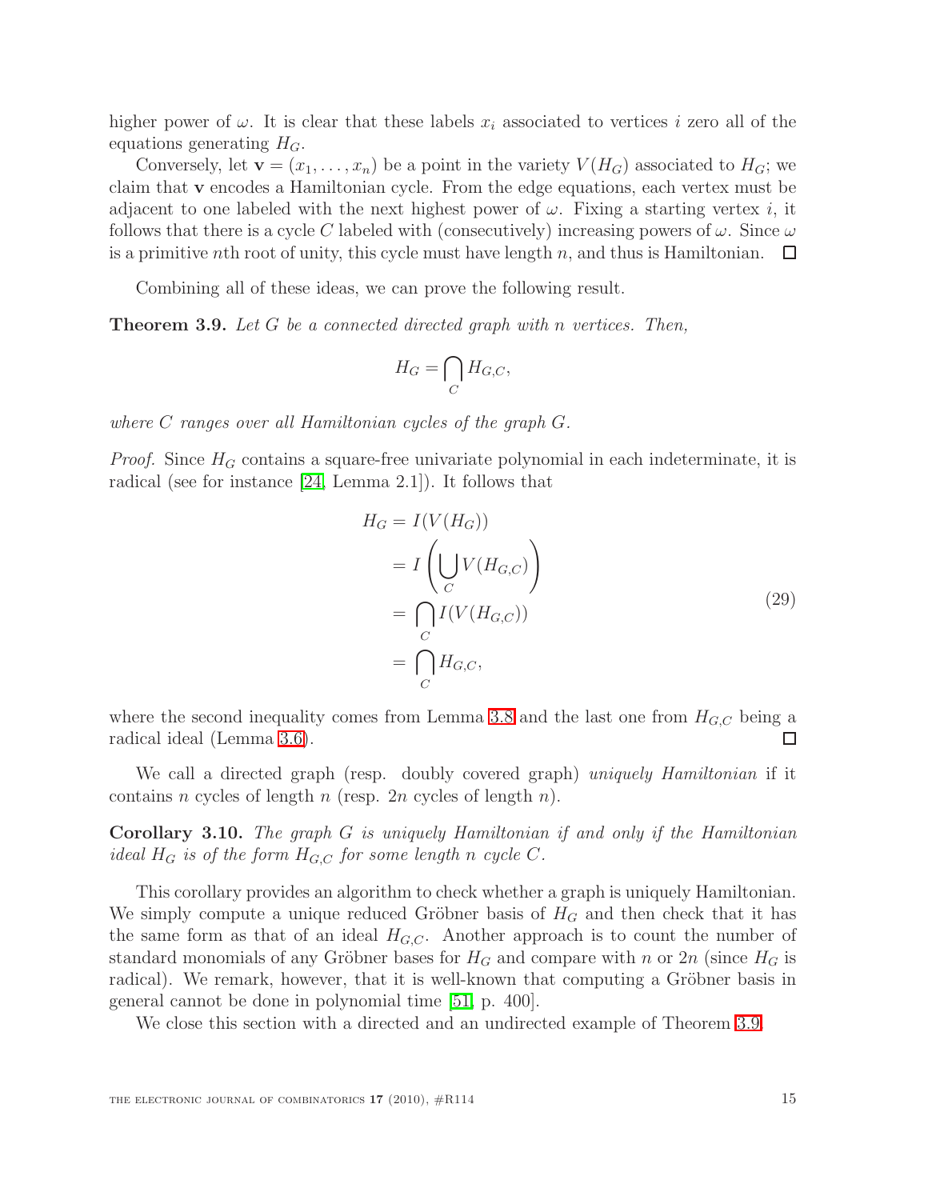higher power of $\omega$. It is clear that these labels $x_i$ associated to vertices $i$ zero all of the equations generating $H_G$.

Conversely, let $\mathbf{v} = (x_1, \ldots, x_n)$ be a point in the variety $V(H_G)$ associated to $H_G$; we claim that $\mathbf{v}$ encodes a Hamiltonian cycle. From the edge equations, each vertex must be adjacent to one labeled with the next highest power of $\omega$. Fixing a starting vertex $i$, it follows that there is a cycle $C$ labeled with (consecutively) increasing powers of $\omega$. Since $\omega$ is a primitive $n$th root of unity, this cycle must have length $n$, and thus is Hamiltonian. $\square$

Combining all of these ideas, we can prove the following result.

**Theorem 3.9.** *Let $G$ be a connected directed graph with $n$ vertices. Then,*

$$H_G = \bigcap_C H_{G,C},$$

*where $C$ ranges over all Hamiltonian cycles of the graph $G$.*

*Proof.* Since $H_G$ contains a square-free univariate polynomial in each indeterminate, it is radical (see for instance [24, Lemma 2.1]). It follows that

$$\begin{aligned} H_G &= I(V(H_G)) \\ &= I\left(\bigcup_C V(H_{G,C})\right) \\ &= \bigcap_C I(V(H_{G,C})) \\ &= \bigcap_C H_{G,C}, \end{aligned} \tag{29}$$

where the second inequality comes from Lemma 3.8 and the last one from $H_{G,C}$ being a radical ideal (Lemma 3.6). $\square$

We call a directed graph (resp. doubly covered graph) *uniquely Hamiltonian* if it contains $n$ cycles of length $n$ (resp. $2n$ cycles of length $n$).

**Corollary 3.10.** *The graph $G$ is uniquely Hamiltonian if and only if the Hamiltonian ideal $H_G$ is of the form $H_{G,C}$ for some length $n$ cycle $C$.*

This corollary provides an algorithm to check whether a graph is uniquely Hamiltonian. We simply compute a unique reduced Gröbner basis of $H_G$ and then check that it has the same form as that of an ideal $H_{G,C}$. Another approach is to count the number of standard monomials of any Gröbner bases for $H_G$ and compare with $n$ or $2n$ (since $H_G$ is radical). We remark, however, that it is well-known that computing a Gröbner basis in general cannot be done in polynomial time [51, p. 400].

We close this section with a directed and an undirected example of Theorem 3.9.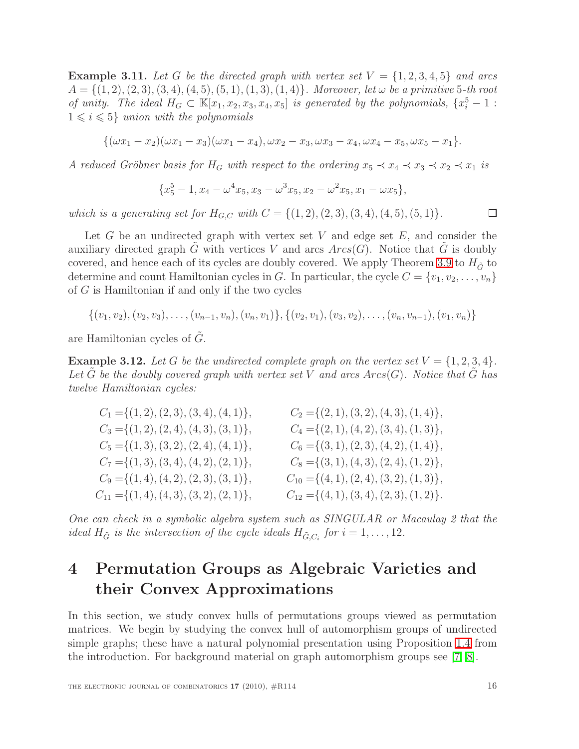**Example 3.11.** *Let $G$ be the directed graph with vertex set $V = \{1, 2, 3, 4, 5\}$ and arcs $A = \{(1, 2), (2, 3), (3, 4), (4, 5), (5, 1), (1, 3), (1, 4)\}$. Moreover, let $\omega$ be a primitive 5-th root of unity. The ideal $H_G \subset \mathbb{K}[x_1, x_2, x_3, x_4, x_5]$ is generated by the polynomials, $\{x_i^5 - 1 : 1 \leqslant i \leqslant 5\}$ union with the polynomials*

$$\{(\omega x_1 - x_2)(\omega x_1 - x_3)(\omega x_1 - x_4), \omega x_2 - x_3, \omega x_3 - x_4, \omega x_4 - x_5, \omega x_5 - x_1\}.$$

*A reduced Gröbner basis for $H_G$ with respect to the ordering $x_5 \prec x_4 \prec x_3 \prec x_2 \prec x_1$ is*

$$\{x_5^5 - 1, x_4 - \omega^4 x_5, x_3 - \omega^3 x_5, x_2 - \omega^2 x_5, x_1 - \omega x_5\},$$

*which is a generating set for $H_{G,C}$ with $C = \{(1, 2), (2, 3), (3, 4), (4, 5), (5, 1)\}$.* $\square$

Let $G$ be an undirected graph with vertex set $V$ and edge set $E$, and consider the auxiliary directed graph $\tilde{G}$ with vertices $V$ and arcs $Arcs(G)$. Notice that $\tilde{G}$ is doubly covered, and hence each of its cycles are doubly covered. We apply Theorem 3.9 to $H_{\tilde{G}}$ to determine and count Hamiltonian cycles in $G$. In particular, the cycle $C = \{v_1, v_2, \ldots, v_n\}$ of $G$ is Hamiltonian if and only if the two cycles

$$\{(v_1, v_2), (v_2, v_3), \ldots, (v_{n-1}, v_n), (v_n, v_1)\}, \{(v_2, v_1), (v_3, v_2), \ldots, (v_n, v_{n-1}), (v_1, v_n)\}$$

are Hamiltonian cycles of $\tilde{G}$.

**Example 3.12.** *Let $G$ be the undirected complete graph on the vertex set $V = \{1, 2, 3, 4\}$. Let $\tilde{G}$ be the doubly covered graph with vertex set $V$ and arcs $Arcs(G)$. Notice that $\tilde{G}$ has twelve Hamiltonian cycles:*

$$\begin{aligned}
C_1 &= \{(1,2),(2,3),(3,4),(4,1)\}, & C_2 &= \{(2,1),(3,2),(4,3),(1,4)\},\\
C_3 &= \{(1,2),(2,4),(4,3),(3,1)\}, & C_4 &= \{(2,1),(4,2),(3,4),(1,3)\},\\
C_5 &= \{(1,3),(3,2),(2,4),(4,1)\}, & C_6 &= \{(3,1),(2,3),(4,2),(1,4)\},\\
C_7 &= \{(1,3),(3,4),(4,2),(2,1)\}, & C_8 &= \{(3,1),(4,3),(2,4),(1,2)\},\\
C_9 &= \{(1,4),(4,2),(2,3),(3,1)\}, & C_{10} &= \{(4,1),(2,4),(3,2),(1,3)\},\\
C_{11} &= \{(1,4),(4,3),(3,2),(2,1)\}, & C_{12} &= \{(4,1),(3,4),(2,3),(1,2)\}.
\end{aligned}$$

*One can check in a symbolic algebra system such as SINGULAR or Macaulay 2 that the ideal $H_{\tilde{G}}$ is the intersection of the cycle ideals $H_{\tilde{G},C_i}$ for $i = 1, \ldots, 12$.*

# 4 Permutation Groups as Algebraic Varieties and their Convex Approximations

In this section, we study convex hulls of permutations groups viewed as permutation matrices. We begin by studying the convex hull of automorphism groups of undirected simple graphs; these have a natural polynomial presentation using Proposition 1.4 from the introduction. For background material on graph automorphism groups see [7, 8].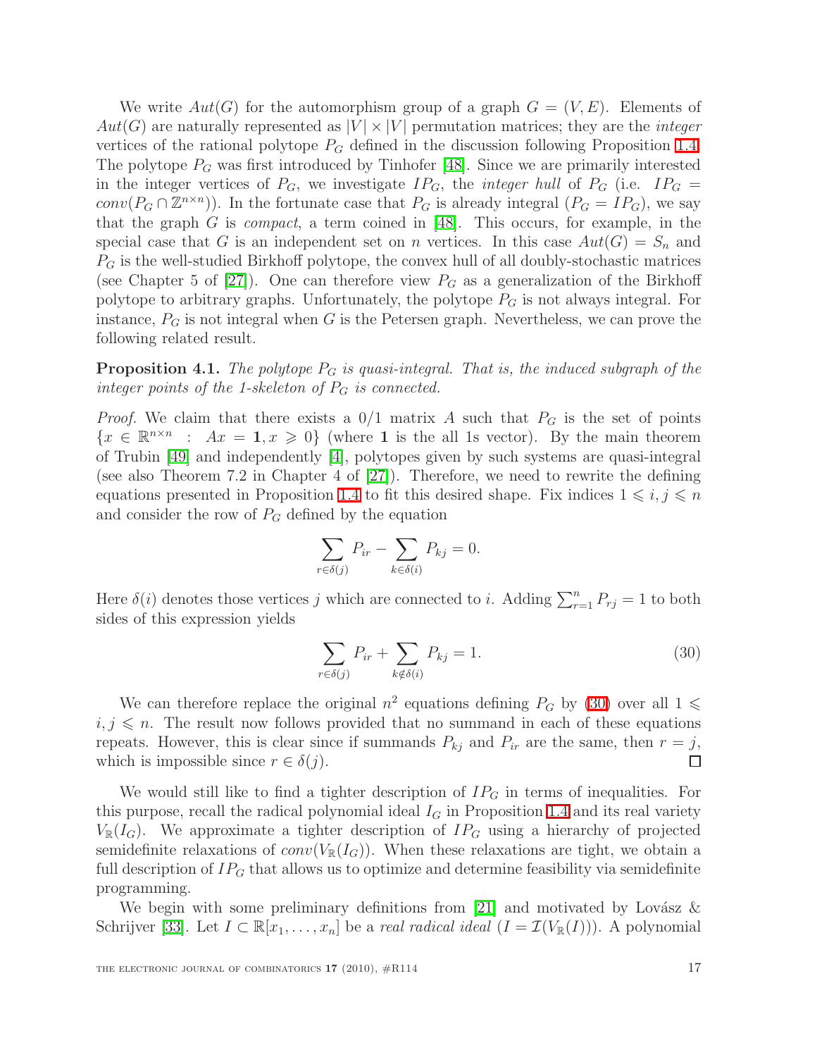We write $Aut(G)$ for the automorphism group of a graph $G = (V, E)$. Elements of $Aut(G)$ are naturally represented as $|V| \times |V|$ permutation matrices; they are the *integer* vertices of the rational polytope $P_G$ defined in the discussion following Proposition 1.4. The polytope $P_G$ was first introduced by Tinhofer [48]. Since we are primarily interested in the integer vertices of $P_G$, we investigate $IP_G$, the *integer hull* of $P_G$ (i.e. $IP_G = conv(P_G \cap \mathbb{Z}^{n \times n})$). In the fortunate case that $P_G$ is already integral ($P_G = IP_G$), we say that the graph $G$ is *compact*, a term coined in [48]. This occurs, for example, in the special case that $G$ is an independent set on $n$ vertices. In this case $Aut(G) = S_n$ and $P_G$ is the well-studied Birkhoff polytope, the convex hull of all doubly-stochastic matrices (see Chapter 5 of [27]). One can therefore view $P_G$ as a generalization of the Birkhoff polytope to arbitrary graphs. Unfortunately, the polytope $P_G$ is not always integral. For instance, $P_G$ is not integral when $G$ is the Petersen graph. Nevertheless, we can prove the following related result.

**Proposition 4.1.** *The polytope $P_G$ is quasi-integral. That is, the induced subgraph of the integer points of the 1-skeleton of $P_G$ is connected.*

*Proof.* We claim that there exists a 0/1 matrix $A$ such that $P_G$ is the set of points $\{x \in \mathbb{R}^{n \times n} \ : \ Ax = \mathbf{1}, x \geqslant 0\}$ (where $\mathbf{1}$ is the all 1s vector). By the main theorem of Trubin [49] and independently [4], polytopes given by such systems are quasi-integral (see also Theorem 7.2 in Chapter 4 of [27]). Therefore, we need to rewrite the defining equations presented in Proposition 1.4 to fit this desired shape. Fix indices $1 \leqslant i, j \leqslant n$ and consider the row of $P_G$ defined by the equation

$$\sum_{r \in \delta(j)} P_{ir} - \sum_{k \in \delta(i)} P_{kj} = 0.$$

Here $\delta(i)$ denotes those vertices $j$ which are connected to $i$. Adding $\sum_{r=1}^{n} P_{rj} = 1$ to both sides of this expression yields

$$\sum_{r \in \delta(j)} P_{ir} + \sum_{k \notin \delta(i)} P_{kj} = 1. \tag{30}$$

We can therefore replace the original $n^2$ equations defining $P_G$ by (30) over all $1 \leqslant i, j \leqslant n$. The result now follows provided that no summand in each of these equations repeats. However, this is clear since if summands $P_{kj}$ and $P_{ir}$ are the same, then $r = j$, which is impossible since $r \in \delta(j)$. $\square$

We would still like to find a tighter description of $IP_G$ in terms of inequalities. For this purpose, recall the radical polynomial ideal $I_G$ in Proposition 1.4 and its real variety $V_{\mathbb{R}}(I_G)$. We approximate a tighter description of $IP_G$ using a hierarchy of projected semidefinite relaxations of $conv(V_{\mathbb{R}}(I_G))$. When these relaxations are tight, we obtain a full description of $IP_G$ that allows us to optimize and determine feasibility via semidefinite programming.

We begin with some preliminary definitions from [21] and motivated by Lovász & Schrijver [33]. Let $I \subset \mathbb{R}[x_1, \ldots, x_n]$ be a *real radical ideal* ($I = \mathcal{I}(V_{\mathbb{R}}(I))$). A polynomial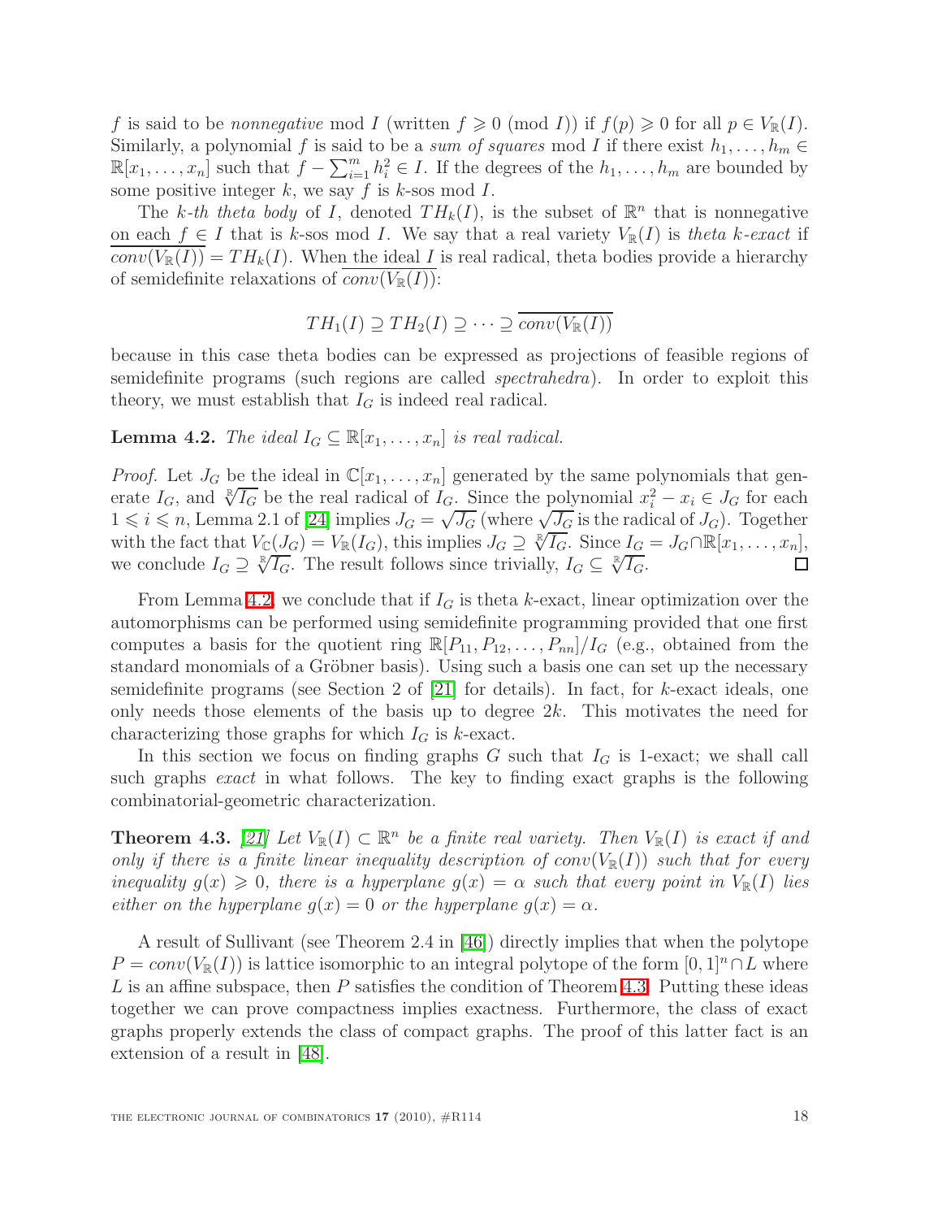$f$ is said to be *nonnegative* mod $I$ (written $f \geqslant 0 \pmod{I}$) if $f(p) \geqslant 0$ for all $p \in V_{\mathbb{R}}(I)$. Similarly, a polynomial $f$ is said to be a *sum of squares* mod $I$ if there exist $h_1, \ldots, h_m \in \mathbb{R}[x_1, \ldots, x_n]$ such that $f - \sum_{i=1}^{m} h_i^2 \in I$. If the degrees of the $h_1, \ldots, h_m$ are bounded by some positive integer $k$, we say $f$ is $k$-sos mod $I$.

The *k-th theta body* of $I$, denoted $TH_k(I)$, is the subset of $\mathbb{R}^n$ that is nonnegative on each $f \in I$ that is $k$-sos mod $I$. We say that a real variety $V_{\mathbb{R}}(I)$ is *theta k-exact* if $\overline{conv(V_{\mathbb{R}}(I))} = TH_k(I)$. When the ideal $I$ is real radical, theta bodies provide a hierarchy of semidefinite relaxations of $\overline{conv(V_{\mathbb{R}}(I))}$:

$$TH_1(I) \supseteq TH_2(I) \supseteq \cdots \supseteq \overline{conv(V_{\mathbb{R}}(I))}$$

because in this case theta bodies can be expressed as projections of feasible regions of semidefinite programs (such regions are called *spectrahedra*). In order to exploit this theory, we must establish that $I_G$ is indeed real radical.

**Lemma 4.2.** *The ideal $I_G \subseteq \mathbb{R}[x_1, \ldots, x_n]$ is real radical.*

*Proof.* Let $J_G$ be the ideal in $\mathbb{C}[x_1, \ldots, x_n]$ generated by the same polynomials that generate $I_G$, and $\sqrt[\mathbb{R}]{I_G}$ be the real radical of $I_G$. Since the polynomial $x_i^2 - x_i \in J_G$ for each $1 \leqslant i \leqslant n$, Lemma 2.1 of [24] implies $J_G = \sqrt{J_G}$ (where $\sqrt{J_G}$ is the radical of $J_G$). Together with the fact that $V_{\mathbb{C}}(J_G) = V_{\mathbb{R}}(I_G)$, this implies $J_G \supseteq \sqrt[\mathbb{R}]{I_G}$. Since $I_G = J_G \cap \mathbb{R}[x_1, \ldots, x_n]$, we conclude $I_G \supseteq \sqrt[\mathbb{R}]{I_G}$. The result follows since trivially, $I_G \subseteq \sqrt[\mathbb{R}]{I_G}$. $\square$

From Lemma 4.2, we conclude that if $I_G$ is theta $k$-exact, linear optimization over the automorphisms can be performed using semidefinite programming provided that one first computes a basis for the quotient ring $\mathbb{R}[P_{11}, P_{12}, \ldots, P_{nn}]/I_G$ (e.g., obtained from the standard monomials of a Gröbner basis). Using such a basis one can set up the necessary semidefinite programs (see Section 2 of [21] for details). In fact, for $k$-exact ideals, one only needs those elements of the basis up to degree $2k$. This motivates the need for characterizing those graphs for which $I_G$ is $k$-exact.

In this section we focus on finding graphs $G$ such that $I_G$ is 1-exact; we shall call such graphs *exact* in what follows. The key to finding exact graphs is the following combinatorial-geometric characterization.

**Theorem 4.3.** [21] *Let $V_{\mathbb{R}}(I) \subset \mathbb{R}^n$ be a finite real variety. Then $V_{\mathbb{R}}(I)$ is exact if and only if there is a finite linear inequality description of $conv(V_{\mathbb{R}}(I))$ such that for every inequality $g(x) \geqslant 0$, there is a hyperplane $g(x) = \alpha$ such that every point in $V_{\mathbb{R}}(I)$ lies either on the hyperplane $g(x) = 0$ or the hyperplane $g(x) = \alpha$.*

A result of Sullivant (see Theorem 2.4 in [46]) directly implies that when the polytope $P = conv(V_{\mathbb{R}}(I))$ is lattice isomorphic to an integral polytope of the form $[0, 1]^n \cap L$ where $L$ is an affine subspace, then $P$ satisfies the condition of Theorem 4.3. Putting these ideas together we can prove compactness implies exactness. Furthermore, the class of exact graphs properly extends the class of compact graphs. The proof of this latter fact is an extension of a result in [48].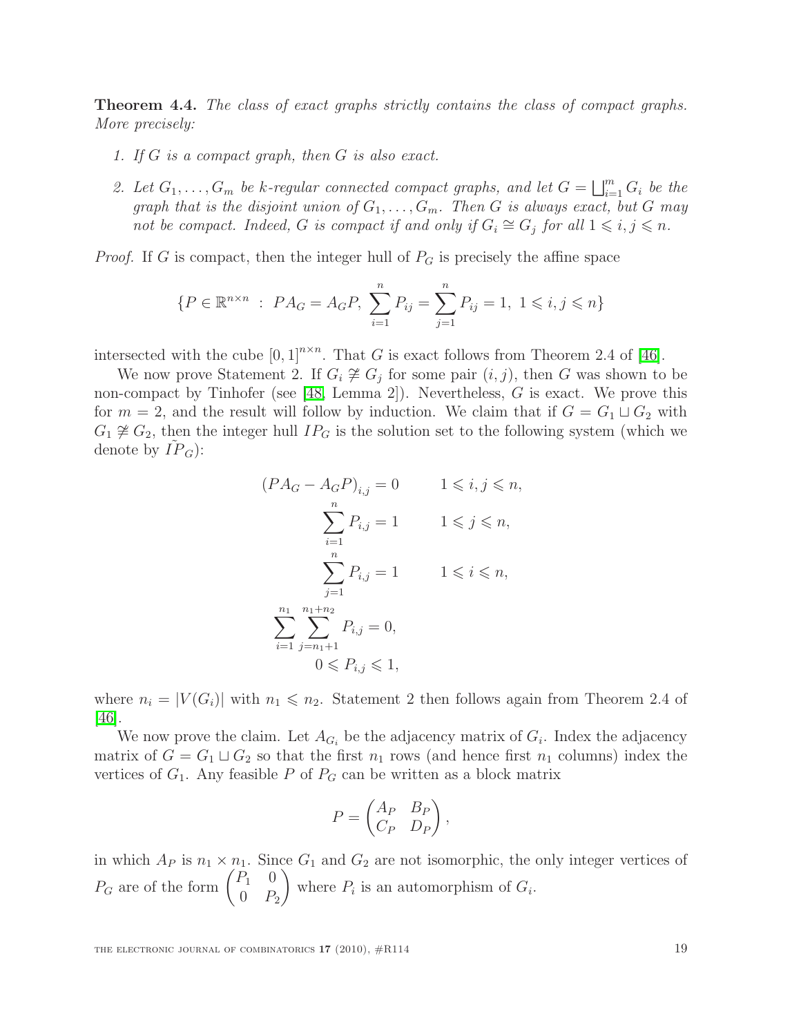**Theorem 4.4.** *The class of exact graphs strictly contains the class of compact graphs. More precisely:*

1. *If $G$ is a compact graph, then $G$ is also exact.*
2. *Let $G_1, \ldots, G_m$ be $k$-regular connected compact graphs, and let $G = \bigsqcup_{i=1}^m G_i$ be the graph that is the disjoint union of $G_1, \ldots, G_m$. Then $G$ is always exact, but $G$ may not be compact. Indeed, $G$ is compact if and only if $G_i \cong G_j$ for all $1 \leqslant i, j \leqslant n$.*

*Proof.* If $G$ is compact, then the integer hull of $P_G$ is precisely the affine space

$$\{P \in \mathbb{R}^{n \times n} \ : \ PA_G = A_G P, \ \sum_{i=1}^n P_{ij} = \sum_{j=1}^n P_{ij} = 1, \ 1 \leqslant i, j \leqslant n\}$$

intersected with the cube $[0,1]^{n \times n}$. That $G$ is exact follows from Theorem 2.4 of [46].

We now prove Statement 2. If $G_i \ncong G_j$ for some pair $(i, j)$, then $G$ was shown to be non-compact by Tinhofer (see [48, Lemma 2]). Nevertheless, $G$ is exact. We prove this for $m = 2$, and the result will follow by induction. We claim that if $G = G_1 \sqcup G_2$ with $G_1 \ncong G_2$, then the integer hull $IP_G$ is the solution set to the following system (which we denote by $\tilde{IP}_G$):

$$\begin{aligned}
(PA_G - A_G P)_{i,j} &= 0 \qquad 1 \leqslant i, j \leqslant n, \\
\sum_{i=1}^n P_{i,j} &= 1 \qquad 1 \leqslant j \leqslant n, \\
\sum_{j=1}^n P_{i,j} &= 1 \qquad 1 \leqslant i \leqslant n, \\
\sum_{i=1}^{n_1} \sum_{j=n_1+1}^{n_1+n_2} P_{i,j} &= 0, \\
0 \leqslant P_{i,j} &\leqslant 1,
\end{aligned}$$

where $n_i = |V(G_i)|$ with $n_1 \leqslant n_2$. Statement 2 then follows again from Theorem 2.4 of [46].

We now prove the claim. Let $A_{G_i}$ be the adjacency matrix of $G_i$. Index the adjacency matrix of $G = G_1 \sqcup G_2$ so that the first $n_1$ rows (and hence first $n_1$ columns) index the vertices of $G_1$. Any feasible $P$ of $P_G$ can be written as a block matrix

$$P = \begin{pmatrix} A_P & B_P \\ C_P & D_P \end{pmatrix},$$

in which $A_P$ is $n_1 \times n_1$. Since $G_1$ and $G_2$ are not isomorphic, the only integer vertices of $P_G$ are of the form $\begin{pmatrix} P_1 & 0 \\ 0 & P_2 \end{pmatrix}$ where $P_i$ is an automorphism of $G_i$.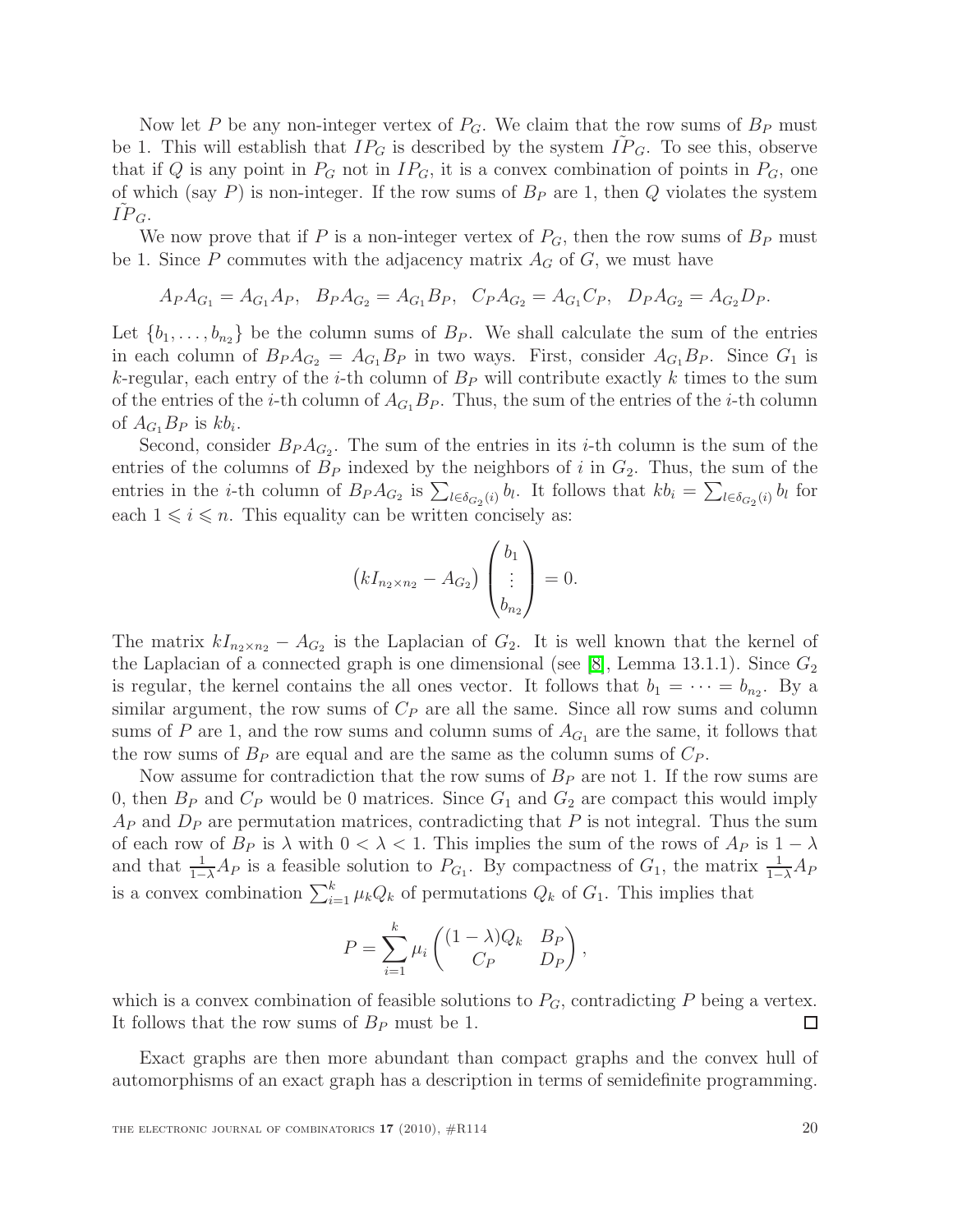Now let $P$ be any non-integer vertex of $P_G$. We claim that the row sums of $B_P$ must be 1. This will establish that $IP_G$ is described by the system $\tilde{IP}_G$. To see this, observe that if $Q$ is any point in $P_G$ not in $IP_G$, it is a convex combination of points in $P_G$, one of which (say $P$) is non-integer. If the row sums of $B_P$ are 1, then $Q$ violates the system $\tilde{IP}_G$.

We now prove that if $P$ is a non-integer vertex of $P_G$, then the row sums of $B_P$ must be 1. Since $P$ commutes with the adjacency matrix $A_G$ of $G$, we must have

$$A_P A_{G_1} = A_{G_1} A_P, \quad B_P A_{G_2} = A_{G_1} B_P, \quad C_P A_{G_2} = A_{G_1} C_P, \quad D_P A_{G_2} = A_{G_2} D_P.$$

Let $\{b_1, \ldots, b_{n_2}\}$ be the column sums of $B_P$. We shall calculate the sum of the entries in each column of $B_P A_{G_2} = A_{G_1} B_P$ in two ways. First, consider $A_{G_1} B_P$. Since $G_1$ is $k$-regular, each entry of the $i$-th column of $B_P$ will contribute exactly $k$ times to the sum of the entries of the $i$-th column of $A_{G_1} B_P$. Thus, the sum of the entries of the $i$-th column of $A_{G_1} B_P$ is $kb_i$.

Second, consider $B_P A_{G_2}$. The sum of the entries in its $i$-th column is the sum of the entries of the columns of $B_P$ indexed by the neighbors of $i$ in $G_2$. Thus, the sum of the entries in the $i$-th column of $B_P A_{G_2}$ is $\sum_{l \in \delta_{G_2}(i)} b_l$. It follows that $kb_i = \sum_{l \in \delta_{G_2}(i)} b_l$ for each $1 \leqslant i \leqslant n$. This equality can be written concisely as:

$$\left(kI_{n_2 \times n_2} - A_{G_2}\right) \begin{pmatrix} b_1 \\ \vdots \\ b_{n_2} \end{pmatrix} = 0.$$

The matrix $kI_{n_2 \times n_2} - A_{G_2}$ is the Laplacian of $G_2$. It is well known that the kernel of the Laplacian of a connected graph is one dimensional (see [8], Lemma 13.1.1). Since $G_2$ is regular, the kernel contains the all ones vector. It follows that $b_1 = \cdots = b_{n_2}$. By a similar argument, the row sums of $C_P$ are all the same. Since all row sums and column sums of $P$ are 1, and the row sums and column sums of $A_{G_1}$ are the same, it follows that the row sums of $B_P$ are equal and are the same as the column sums of $C_P$.

Now assume for contradiction that the row sums of $B_P$ are not 1. If the row sums are 0, then $B_P$ and $C_P$ would be 0 matrices. Since $G_1$ and $G_2$ are compact this would imply $A_P$ and $D_P$ are permutation matrices, contradicting that $P$ is not integral. Thus the sum of each row of $B_P$ is $\lambda$ with $0 < \lambda < 1$. This implies the sum of the rows of $A_P$ is $1 - \lambda$ and that $\frac{1}{1-\lambda} A_P$ is a feasible solution to $P_{G_1}$. By compactness of $G_1$, the matrix $\frac{1}{1-\lambda} A_P$ is a convex combination $\sum_{i=1}^{k} \mu_k Q_k$ of permutations $Q_k$ of $G_1$. This implies that

$$P = \sum_{i=1}^{k} \mu_i \begin{pmatrix} (1-\lambda) Q_k & B_P \\ C_P & D_P \end{pmatrix},$$

which is a convex combination of feasible solutions to $P_G$, contradicting $P$ being a vertex. It follows that the row sums of $B_P$ must be 1. $\square$

Exact graphs are then more abundant than compact graphs and the convex hull of automorphisms of an exact graph has a description in terms of semidefinite programming.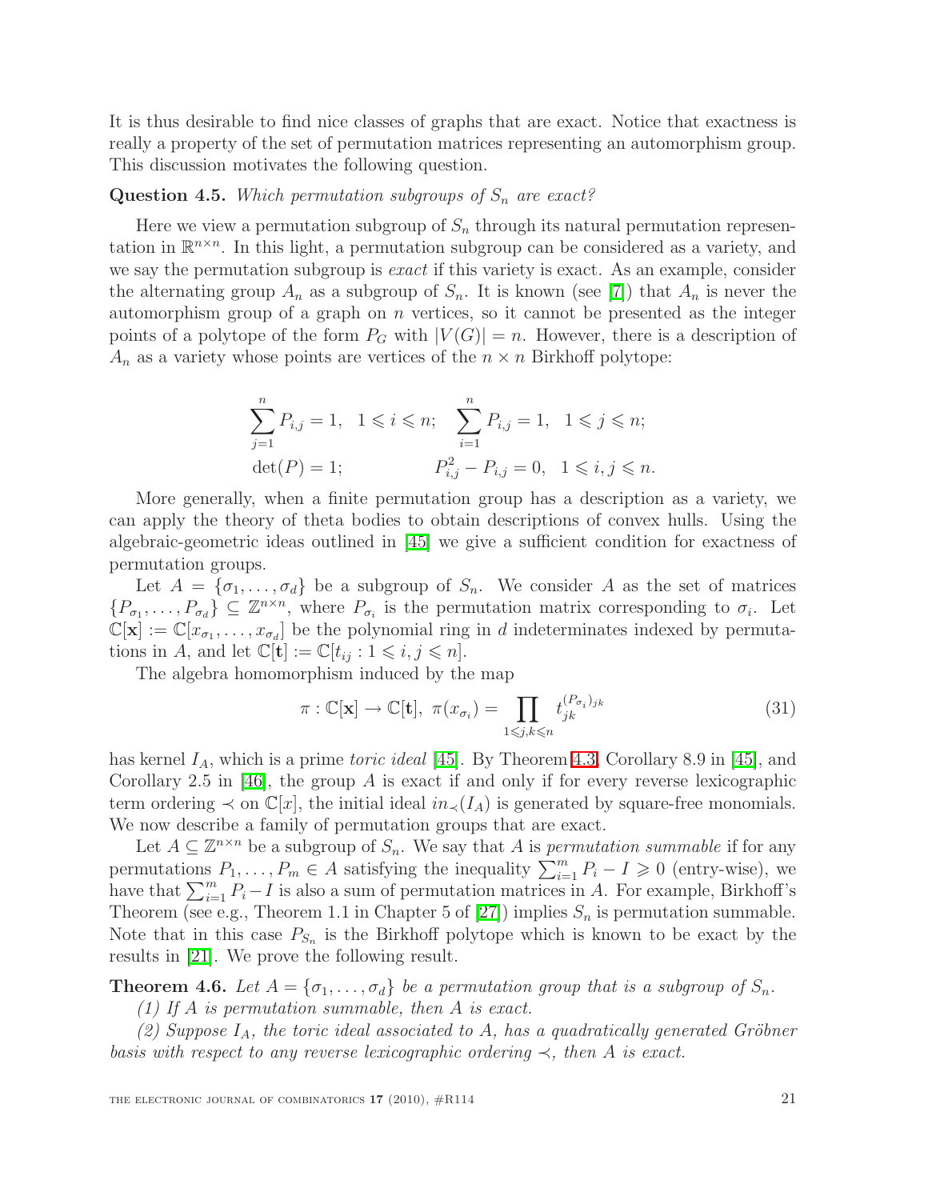It is thus desirable to find nice classes of graphs that are exact. Notice that exactness is really a property of the set of permutation matrices representing an automorphism group. This discussion motivates the following question.

**Question 4.5.** *Which permutation subgroups of $S_n$ are exact?*

Here we view a permutation subgroup of $S_n$ through its natural permutation representation in $\mathbb{R}^{n\times n}$. In this light, a permutation subgroup can be considered as a variety, and we say the permutation subgroup is *exact* if this variety is exact. As an example, consider the alternating group $A_n$ as a subgroup of $S_n$. It is known (see [7]) that $A_n$ is never the automorphism group of a graph on $n$ vertices, so it cannot be presented as the integer points of a polytope of the form $P_G$ with $|V(G)| = n$. However, there is a description of $A_n$ as a variety whose points are vertices of the $n \times n$ Birkhoff polytope:

$$
\begin{aligned}
&\sum_{j=1}^{n} P_{i,j} = 1, \quad 1 \leqslant i \leqslant n; \quad \sum_{i=1}^{n} P_{i,j} = 1, \quad 1 \leqslant j \leqslant n; \\
&\det(P) = 1; \qquad\qquad\qquad P_{i,j}^2 - P_{i,j} = 0, \quad 1 \leqslant i,j \leqslant n.
\end{aligned}
$$

More generally, when a finite permutation group has a description as a variety, we can apply the theory of theta bodies to obtain descriptions of convex hulls. Using the algebraic-geometric ideas outlined in [45] we give a sufficient condition for exactness of permutation groups.

Let $A = \{\sigma_1, \ldots, \sigma_d\}$ be a subgroup of $S_n$. We consider $A$ as the set of matrices $\{P_{\sigma_1}, \ldots, P_{\sigma_d}\} \subseteq \mathbb{Z}^{n\times n}$, where $P_{\sigma_i}$ is the permutation matrix corresponding to $\sigma_i$. Let $\mathbb{C}[\mathbf{x}] := \mathbb{C}[x_{\sigma_1}, \ldots, x_{\sigma_d}]$ be the polynomial ring in $d$ indeterminates indexed by permutations in $A$, and let $\mathbb{C}[\mathbf{t}] := \mathbb{C}[t_{ij} : 1 \leqslant i,j \leqslant n]$.

The algebra homomorphism induced by the map

$$
\pi : \mathbb{C}[\mathbf{x}] \to \mathbb{C}[\mathbf{t}], \ \pi(x_{\sigma_i}) = \prod_{1\leqslant j,k\leqslant n} t_{jk}^{(P_{\sigma_i})_{jk}} \tag{31}
$$

has kernel $I_A$, which is a prime *toric ideal* [45]. By Theorem 4.3, Corollary 8.9 in [45], and Corollary 2.5 in [46], the group $A$ is exact if and only if for every reverse lexicographic term ordering $\prec$ on $\mathbb{C}[x]$, the initial ideal $in_{\prec}(I_A)$ is generated by square-free monomials. We now describe a family of permutation groups that are exact.

Let $A \subseteq \mathbb{Z}^{n\times n}$ be a subgroup of $S_n$. We say that $A$ is *permutation summable* if for any permutations $P_1, \ldots, P_m \in A$ satisfying the inequality $\sum_{i=1}^{m} P_i - I \geqslant 0$ (entry-wise), we have that $\sum_{i=1}^{m} P_i - I$ is also a sum of permutation matrices in $A$. For example, Birkhoff's Theorem (see e.g., Theorem 1.1 in Chapter 5 of [27]) implies $S_n$ is permutation summable. Note that in this case $P_{S_n}$ is the Birkhoff polytope which is known to be exact by the results in [21]. We prove the following result.

**Theorem 4.6.** *Let $A = \{\sigma_1, \ldots, \sigma_d\}$ be a permutation group that is a subgroup of $S_n$.*

*(1) If $A$ is permutation summable, then $A$ is exact.*

*(2) Suppose $I_A$, the toric ideal associated to $A$, has a quadratically generated Gröbner basis with respect to any reverse lexicographic ordering $\prec$, then $A$ is exact.*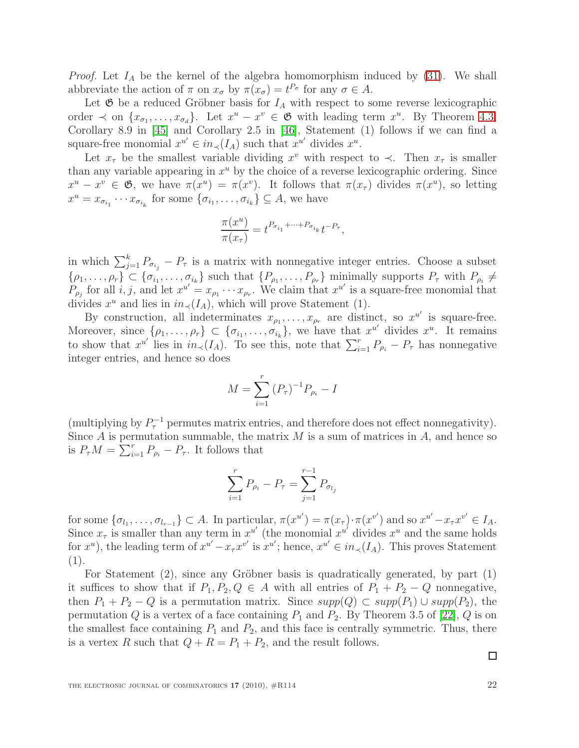*Proof.* Let $I_A$ be the kernel of the algebra homomorphism induced by (31). We shall abbreviate the action of $\pi$ on $x_\sigma$ by $\pi(x_\sigma) = t^{P_\sigma}$ for any $\sigma \in A$.

Let $\mathfrak{G}$ be a reduced Gröbner basis for $I_A$ with respect to some reverse lexicographic order $\prec$ on $\{x_{\sigma_1}, \ldots, x_{\sigma_d}\}$. Let $x^u - x^v \in \mathfrak{G}$ with leading term $x^u$. By Theorem 4.3, Corollary 8.9 in [45] and Corollary 2.5 in [46], Statement (1) follows if we can find a square-free monomial $x^{u'} \in in_\prec(I_A)$ such that $x^{u'}$ divides $x^u$.

Let $x_\tau$ be the smallest variable dividing $x^v$ with respect to $\prec$. Then $x_\tau$ is smaller than any variable appearing in $x^u$ by the choice of a reverse lexicographic ordering. Since $x^u - x^v \in \mathfrak{G}$, we have $\pi(x^u) = \pi(x^v)$. It follows that $\pi(x_\tau)$ divides $\pi(x^u)$, so letting $x^u = x_{\sigma_{i_1}} \cdots x_{\sigma_{i_k}}$ for some $\{\sigma_{i_1}, \ldots, \sigma_{i_k}\} \subseteq A$, we have

$$\frac{\pi(x^u)}{\pi(x_\tau)} = t^{P_{\sigma_{i_1}} + \cdots + P_{\sigma_{i_k}}} t^{-P_\tau},$$

in which $\sum_{j=1}^{k} P_{\sigma_{i_j}} - P_\tau$ is a matrix with nonnegative integer entries. Choose a subset $\{\rho_1, \ldots, \rho_r\} \subset \{\sigma_{i_1}, \ldots, \sigma_{i_k}\}$ such that $\{P_{\rho_1}, \ldots, P_{\rho_r}\}$ minimally supports $P_\tau$ with $P_{\rho_i} \neq P_{\rho_j}$ for all $i, j$, and let $x^{u'} = x_{\rho_1} \cdots x_{\rho_r}$. We claim that $x^{u'}$ is a square-free monomial that divides $x^u$ and lies in $in_\prec(I_A)$, which will prove Statement (1).

By construction, all indeterminates $x_{\rho_1}, \ldots, x_{\rho_r}$ are distinct, so $x^{u'}$ is square-free. Moreover, since $\{\rho_1, \ldots, \rho_r\} \subset \{\sigma_{i_1}, \ldots, \sigma_{i_k}\}$, we have that $x^{u'}$ divides $x^u$. It remains to show that $x^{u'}$ lies in $in_\prec(I_A)$. To see this, note that $\sum_{i=1}^{r} P_{\rho_i} - P_\tau$ has nonnegative integer entries, and hence so does

$$M = \sum_{i=1}^{r} (P_\tau)^{-1} P_{\rho_i} - I$$

(multiplying by $P_\tau^{-1}$ permutes matrix entries, and therefore does not effect nonnegativity). Since $A$ is permutation summable, the matrix $M$ is a sum of matrices in $A$, and hence so is $P_\tau M = \sum_{i=1}^{r} P_{\rho_i} - P_\tau$. It follows that

$$\sum_{i=1}^{r} P_{\rho_i} - P_\tau = \sum_{j=1}^{r-1} P_{\sigma_{l_j}}$$

for some $\{\sigma_{l_1}, \ldots, \sigma_{l_{r-1}}\} \subset A$. In particular, $\pi(x^{u'}) = \pi(x_\tau) \cdot \pi(x^{v'})$ and so $x^{u'} - x_\tau x^{v'} \in I_A$. Since $x_\tau$ is smaller than any term in $x^{u'}$ (the monomial $x^{u'}$ divides $x^u$ and the same holds for $x^u$), the leading term of $x^{u'} - x_\tau x^{v'}$ is $x^{u'}$; hence, $x^{u'} \in in_\prec(I_A)$. This proves Statement (1).

For Statement (2), since any Gröbner basis is quadratically generated, by part (1) it suffices to show that if $P_1, P_2, Q \in A$ with all entries of $P_1 + P_2 - Q$ nonnegative, then $P_1 + P_2 - Q$ is a permutation matrix. Since $supp(Q) \subset supp(P_1) \cup supp(P_2)$, the permutation $Q$ is a vertex of a face containing $P_1$ and $P_2$. By Theorem 3.5 of [22], $Q$ is on the smallest face containing $P_1$ and $P_2$, and this face is centrally symmetric. Thus, there is a vertex $R$ such that $Q + R = P_1 + P_2$, and the result follows.

$\square$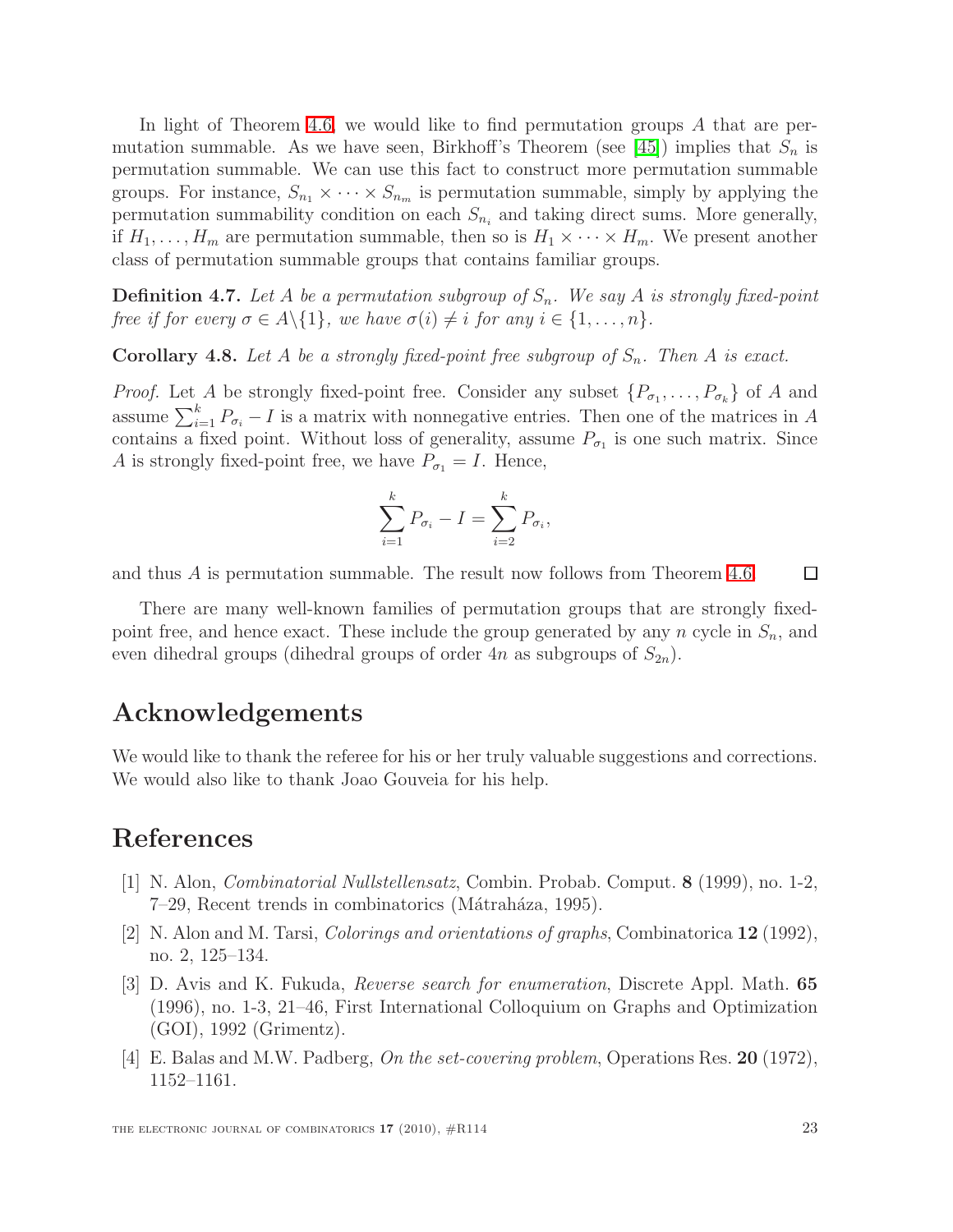In light of Theorem 4.6, we would like to find permutation groups $A$ that are permutation summable. As we have seen, Birkhoff's Theorem (see [45]) implies that $S_n$ is permutation summable. We can use this fact to construct more permutation summable groups. For instance, $S_{n_1} \times \cdots \times S_{n_m}$ is permutation summable, simply by applying the permutation summability condition on each $S_{n_i}$ and taking direct sums. More generally, if $H_1, \ldots, H_m$ are permutation summable, then so is $H_1 \times \cdots \times H_m$. We present another class of permutation summable groups that contains familiar groups.

**Definition 4.7.** *Let $A$ be a permutation subgroup of $S_n$. We say $A$ is strongly fixed-point free if for every $\sigma \in A \backslash \{1\}$, we have $\sigma(i) \neq i$ for any $i \in \{1, \ldots, n\}$.*

**Corollary 4.8.** *Let $A$ be a strongly fixed-point free subgroup of $S_n$. Then $A$ is exact.*

*Proof.* Let $A$ be strongly fixed-point free. Consider any subset $\{P_{\sigma_1}, \ldots, P_{\sigma_k}\}$ of $A$ and assume $\sum_{i=1}^{k} P_{\sigma_i} - I$ is a matrix with nonnegative entries. Then one of the matrices in $A$ contains a fixed point. Without loss of generality, assume $P_{\sigma_1}$ is one such matrix. Since $A$ is strongly fixed-point free, we have $P_{\sigma_1} = I$. Hence,

$$\sum_{i=1}^{k} P_{\sigma_i} - I = \sum_{i=2}^{k} P_{\sigma_i},$$

and thus $A$ is permutation summable. The result now follows from Theorem 4.6. □

There are many well-known families of permutation groups that are strongly fixed-point free, and hence exact. These include the group generated by any $n$ cycle in $S_n$, and even dihedral groups (dihedral groups of order $4n$ as subgroups of $S_{2n}$).

## Acknowledgements

We would like to thank the referee for his or her truly valuable suggestions and corrections. We would also like to thank Joao Gouveia for his help.

## References

[1] N. Alon, *Combinatorial Nullstellensatz*, Combin. Probab. Comput. **8** (1999), no. 1-2, 7–29, Recent trends in combinatorics (Mátraháza, 1995).

[2] N. Alon and M. Tarsi, *Colorings and orientations of graphs*, Combinatorica **12** (1992), no. 2, 125–134.

[3] D. Avis and K. Fukuda, *Reverse search for enumeration*, Discrete Appl. Math. **65** (1996), no. 1-3, 21–46, First International Colloquium on Graphs and Optimization (GOI), 1992 (Grimentz).

[4] E. Balas and M.W. Padberg, *On the set-covering problem*, Operations Res. **20** (1972), 1152–1161.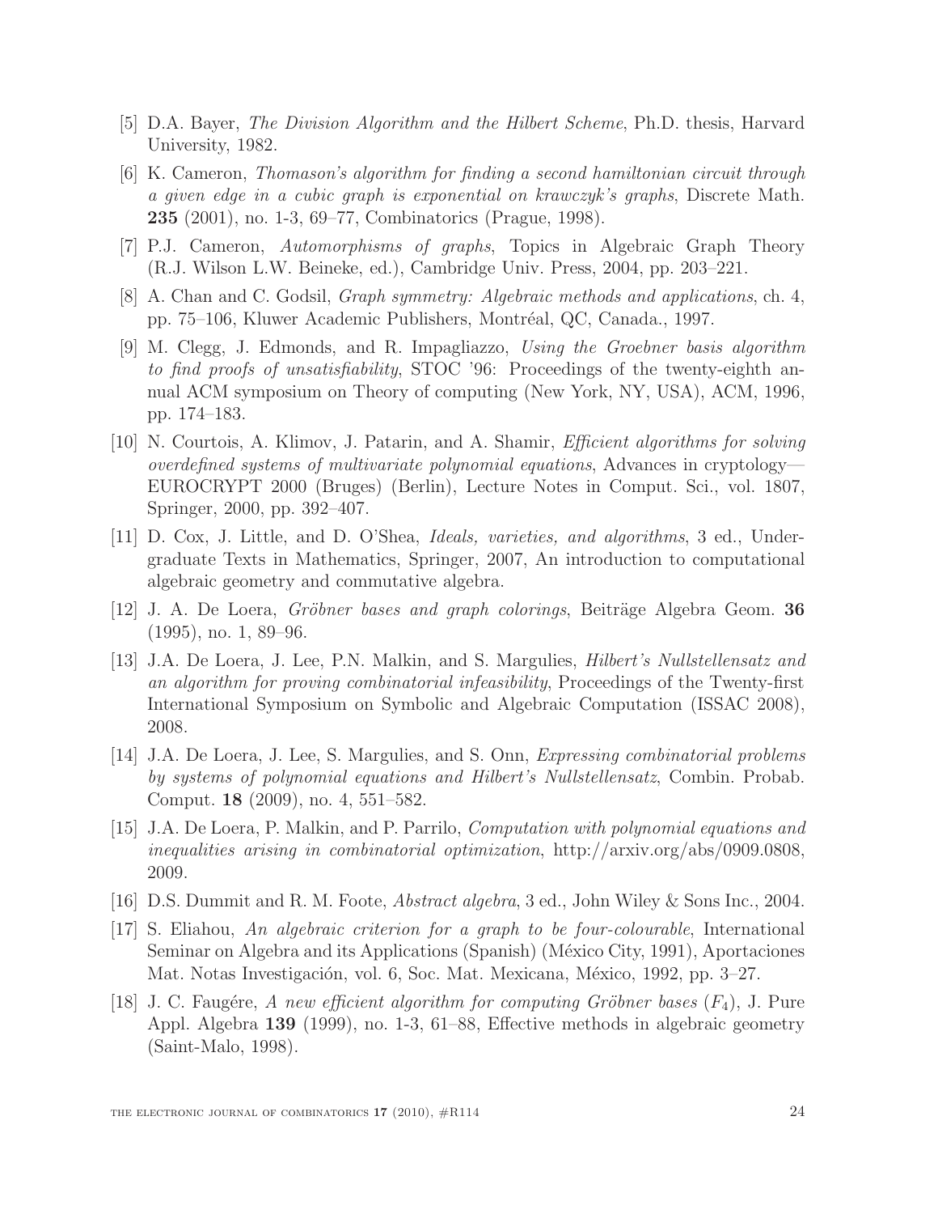[5] D.A. Bayer, *The Division Algorithm and the Hilbert Scheme*, Ph.D. thesis, Harvard University, 1982.

[6] K. Cameron, *Thomason's algorithm for finding a second hamiltonian circuit through a given edge in a cubic graph is exponential on krawczyk's graphs*, Discrete Math. **235** (2001), no. 1-3, 69–77, Combinatorics (Prague, 1998).

[7] P.J. Cameron, *Automorphisms of graphs*, Topics in Algebraic Graph Theory (R.J. Wilson L.W. Beineke, ed.), Cambridge Univ. Press, 2004, pp. 203–221.

[8] A. Chan and C. Godsil, *Graph symmetry: Algebraic methods and applications*, ch. 4, pp. 75–106, Kluwer Academic Publishers, Montréal, QC, Canada., 1997.

[9] M. Clegg, J. Edmonds, and R. Impagliazzo, *Using the Groebner basis algorithm to find proofs of unsatisfiability*, STOC '96: Proceedings of the twenty-eighth annual ACM symposium on Theory of computing (New York, NY, USA), ACM, 1996, pp. 174–183.

[10] N. Courtois, A. Klimov, J. Patarin, and A. Shamir, *Efficient algorithms for solving overdefined systems of multivariate polynomial equations*, Advances in cryptology—EUROCRYPT 2000 (Bruges) (Berlin), Lecture Notes in Comput. Sci., vol. 1807, Springer, 2000, pp. 392–407.

[11] D. Cox, J. Little, and D. O'Shea, *Ideals, varieties, and algorithms*, 3 ed., Undergraduate Texts in Mathematics, Springer, 2007, An introduction to computational algebraic geometry and commutative algebra.

[12] J. A. De Loera, *Gröbner bases and graph colorings*, Beiträge Algebra Geom. **36** (1995), no. 1, 89–96.

[13] J.A. De Loera, J. Lee, P.N. Malkin, and S. Margulies, *Hilbert's Nullstellensatz and an algorithm for proving combinatorial infeasibility*, Proceedings of the Twenty-first International Symposium on Symbolic and Algebraic Computation (ISSAC 2008), 2008.

[14] J.A. De Loera, J. Lee, S. Margulies, and S. Onn, *Expressing combinatorial problems by systems of polynomial equations and Hilbert's Nullstellensatz*, Combin. Probab. Comput. **18** (2009), no. 4, 551–582.

[15] J.A. De Loera, P. Malkin, and P. Parrilo, *Computation with polynomial equations and inequalities arising in combinatorial optimization*, http://arxiv.org/abs/0909.0808, 2009.

[16] D.S. Dummit and R. M. Foote, *Abstract algebra*, 3 ed., John Wiley & Sons Inc., 2004.

[17] S. Eliahou, *An algebraic criterion for a graph to be four-colourable*, International Seminar on Algebra and its Applications (Spanish) (México City, 1991), Aportaciones Mat. Notas Investigación, vol. 6, Soc. Mat. Mexicana, México, 1992, pp. 3–27.

[18] J. C. Faugére, *A new efficient algorithm for computing Gröbner bases ($F_4$)*, J. Pure Appl. Algebra **139** (1999), no. 1-3, 61–88, Effective methods in algebraic geometry (Saint-Malo, 1998).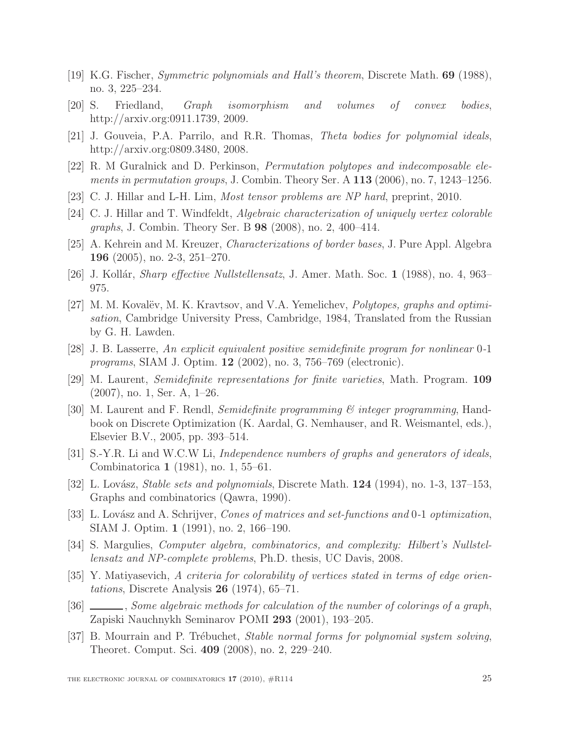[19] K.G. Fischer, *Symmetric polynomials and Hall's theorem*, Discrete Math. **69** (1988), no. 3, 225–234.

[20] S. Friedland, *Graph isomorphism and volumes of convex bodies*, http://arxiv.org:0911.1739, 2009.

[21] J. Gouveia, P.A. Parrilo, and R.R. Thomas, *Theta bodies for polynomial ideals*, http://arxiv.org:0809.3480, 2008.

[22] R. M Guralnick and D. Perkinson, *Permutation polytopes and indecomposable elements in permutation groups*, J. Combin. Theory Ser. A **113** (2006), no. 7, 1243–1256.

[23] C. J. Hillar and L-H. Lim, *Most tensor problems are NP hard*, preprint, 2010.

[24] C. J. Hillar and T. Windfeldt, *Algebraic characterization of uniquely vertex colorable graphs*, J. Combin. Theory Ser. B **98** (2008), no. 2, 400–414.

[25] A. Kehrein and M. Kreuzer, *Characterizations of border bases*, J. Pure Appl. Algebra **196** (2005), no. 2-3, 251–270.

[26] J. Kollár, *Sharp effective Nullstellensatz*, J. Amer. Math. Soc. **1** (1988), no. 4, 963–975.

[27] M. M. Kovalëv, M. K. Kravtsov, and V.A. Yemelichev, *Polytopes, graphs and optimisation*, Cambridge University Press, Cambridge, 1984, Translated from the Russian by G. H. Lawden.

[28] J. B. Lasserre, *An explicit equivalent positive semidefinite program for nonlinear* 0-1 *programs*, SIAM J. Optim. **12** (2002), no. 3, 756–769 (electronic).

[29] M. Laurent, *Semidefinite representations for finite varieties*, Math. Program. **109** (2007), no. 1, Ser. A, 1–26.

[30] M. Laurent and F. Rendl, *Semidefinite programming & integer programming*, Handbook on Discrete Optimization (K. Aardal, G. Nemhauser, and R. Weismantel, eds.), Elsevier B.V., 2005, pp. 393–514.

[31] S.-Y.R. Li and W.C.W Li, *Independence numbers of graphs and generators of ideals*, Combinatorica **1** (1981), no. 1, 55–61.

[32] L. Lovász, *Stable sets and polynomials*, Discrete Math. **124** (1994), no. 1-3, 137–153, Graphs and combinatorics (Qawra, 1990).

[33] L. Lovász and A. Schrijver, *Cones of matrices and set-functions and* 0-1 *optimization*, SIAM J. Optim. **1** (1991), no. 2, 166–190.

[34] S. Margulies, *Computer algebra, combinatorics, and complexity: Hilbert's Nullstellensatz and NP-complete problems*, Ph.D. thesis, UC Davis, 2008.

[35] Y. Matiyasevich, *A criteria for colorability of vertices stated in terms of edge orientations*, Discrete Analysis **26** (1974), 65–71.

[36] ———, *Some algebraic methods for calculation of the number of colorings of a graph*, Zapiski Nauchnykh Seminarov POMI **293** (2001), 193–205.

[37] B. Mourrain and P. Trébuchet, *Stable normal forms for polynomial system solving*, Theoret. Comput. Sci. **409** (2008), no. 2, 229–240.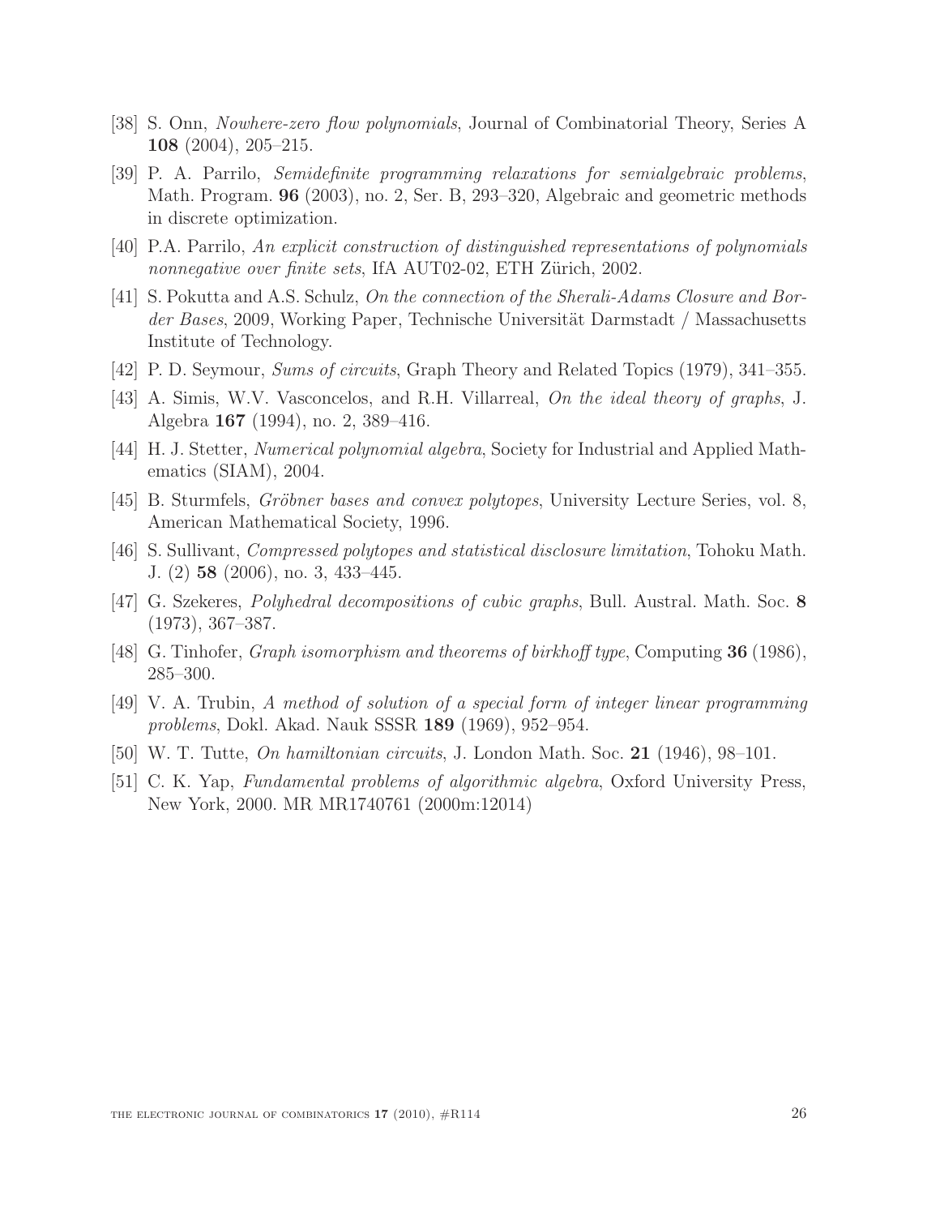[38] S. Onn, *Nowhere-zero flow polynomials*, Journal of Combinatorial Theory, Series A **108** (2004), 205–215.

[39] P. A. Parrilo, *Semidefinite programming relaxations for semialgebraic problems*, Math. Program. **96** (2003), no. 2, Ser. B, 293–320, Algebraic and geometric methods in discrete optimization.

[40] P.A. Parrilo, *An explicit construction of distinguished representations of polynomials nonnegative over finite sets*, IfA AUT02-02, ETH Zürich, 2002.

[41] S. Pokutta and A.S. Schulz, *On the connection of the Sherali-Adams Closure and Border Bases*, 2009, Working Paper, Technische Universität Darmstadt / Massachusetts Institute of Technology.

[42] P. D. Seymour, *Sums of circuits*, Graph Theory and Related Topics (1979), 341–355.

[43] A. Simis, W.V. Vasconcelos, and R.H. Villarreal, *On the ideal theory of graphs*, J. Algebra **167** (1994), no. 2, 389–416.

[44] H. J. Stetter, *Numerical polynomial algebra*, Society for Industrial and Applied Mathematics (SIAM), 2004.

[45] B. Sturmfels, *Gröbner bases and convex polytopes*, University Lecture Series, vol. 8, American Mathematical Society, 1996.

[46] S. Sullivant, *Compressed polytopes and statistical disclosure limitation*, Tohoku Math. J. (2) **58** (2006), no. 3, 433–445.

[47] G. Szekeres, *Polyhedral decompositions of cubic graphs*, Bull. Austral. Math. Soc. **8** (1973), 367–387.

[48] G. Tinhofer, *Graph isomorphism and theorems of birkhoff type*, Computing **36** (1986), 285–300.

[49] V. A. Trubin, *A method of solution of a special form of integer linear programming problems*, Dokl. Akad. Nauk SSSR **189** (1969), 952–954.

[50] W. T. Tutte, *On hamiltonian circuits*, J. London Math. Soc. **21** (1946), 98–101.

[51] C. K. Yap, *Fundamental problems of algorithmic algebra*, Oxford University Press, New York, 2000. MR MR1740761 (2000m:12014)